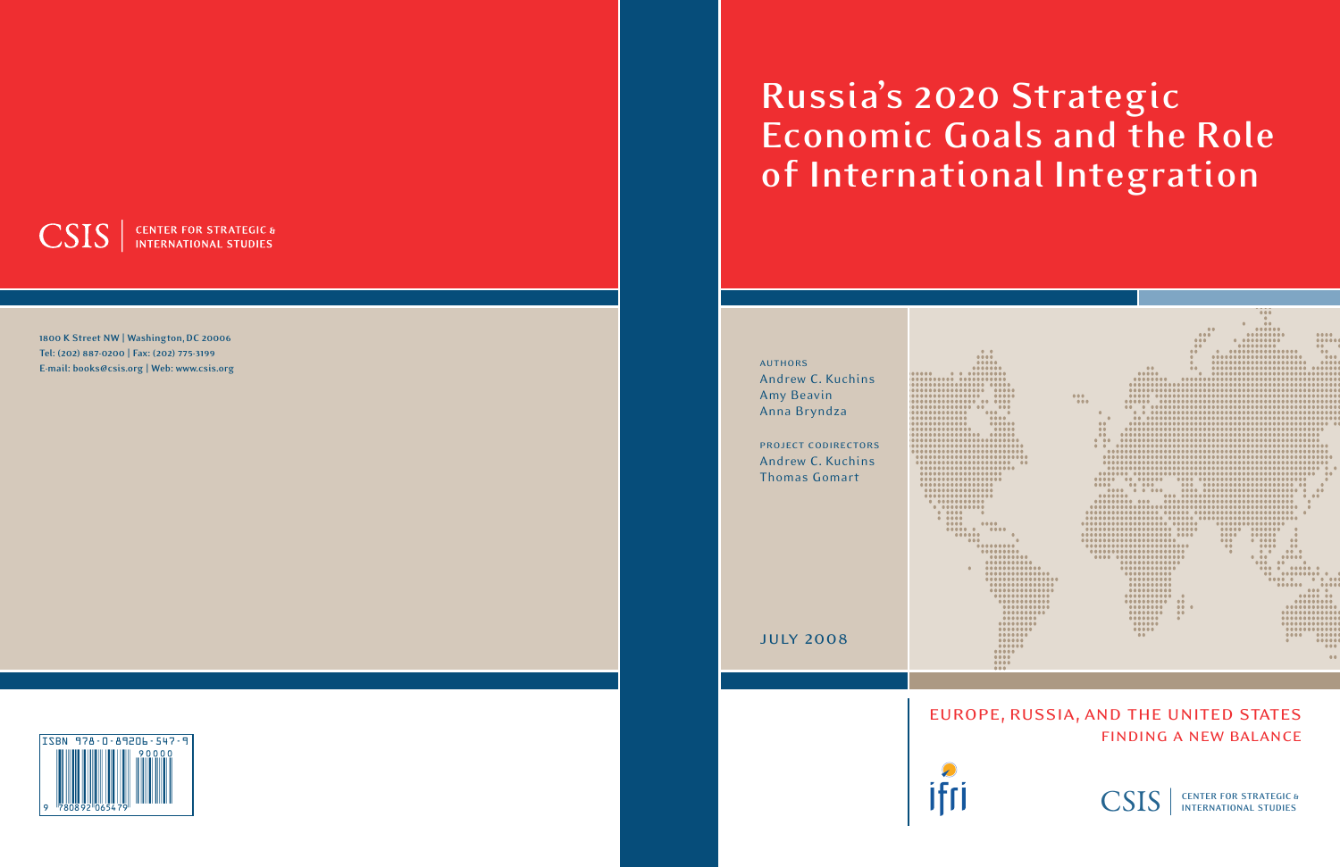# Russia's 2020 Strategic Economic Goals and the Role of International Integration

AUTHORS
Andrew C. Kuchins
Amy Beavin
Anna Bryndza

PROJECT CODIRECTORS
Andrew C. Kuchins
Thomas Gomart

JULY 2008

EUROPE, RUSSIA, AND THE UNITED STATES
FINDING A NEW BALANCE

ifri

CSIS | CENTER FOR STRATEGIC & INTERNATIONAL STUDIES

---

CSIS | CENTER FOR STRATEGIC & INTERNATIONAL STUDIES

1800 K Street NW | Washington, DC 20006
Tel: (202) 887-0200 | Fax: (202) 775-3199
E-mail: books@csis.org | Web: www.csis.org

ISBN 978-0-89206-547-9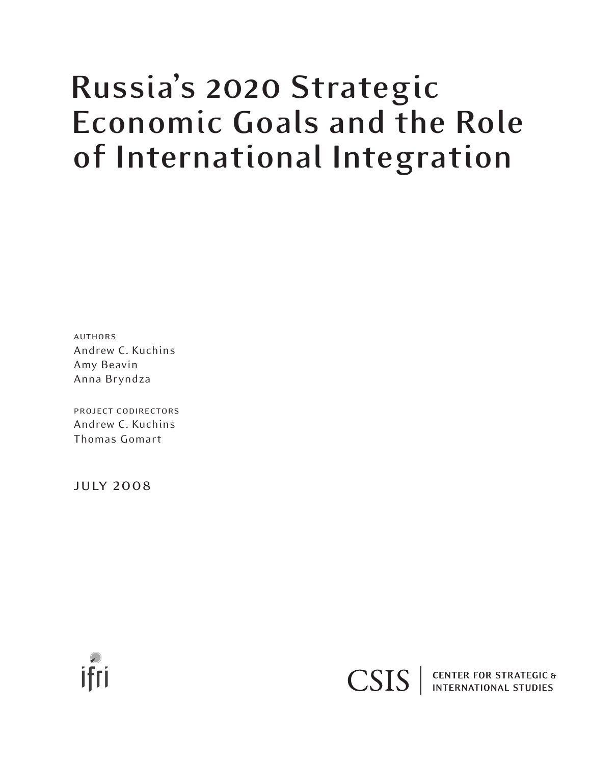# Russia's 2020 Strategic Economic Goals and the Role of International Integration

AUTHORS
Andrew C. Kuchins
Amy Beavin
Anna Bryndza

PROJECT CODIRECTORS
Andrew C. Kuchins
Thomas Gomart

JULY 2008

ifri

CSIS | CENTER FOR STRATEGIC & INTERNATIONAL STUDIES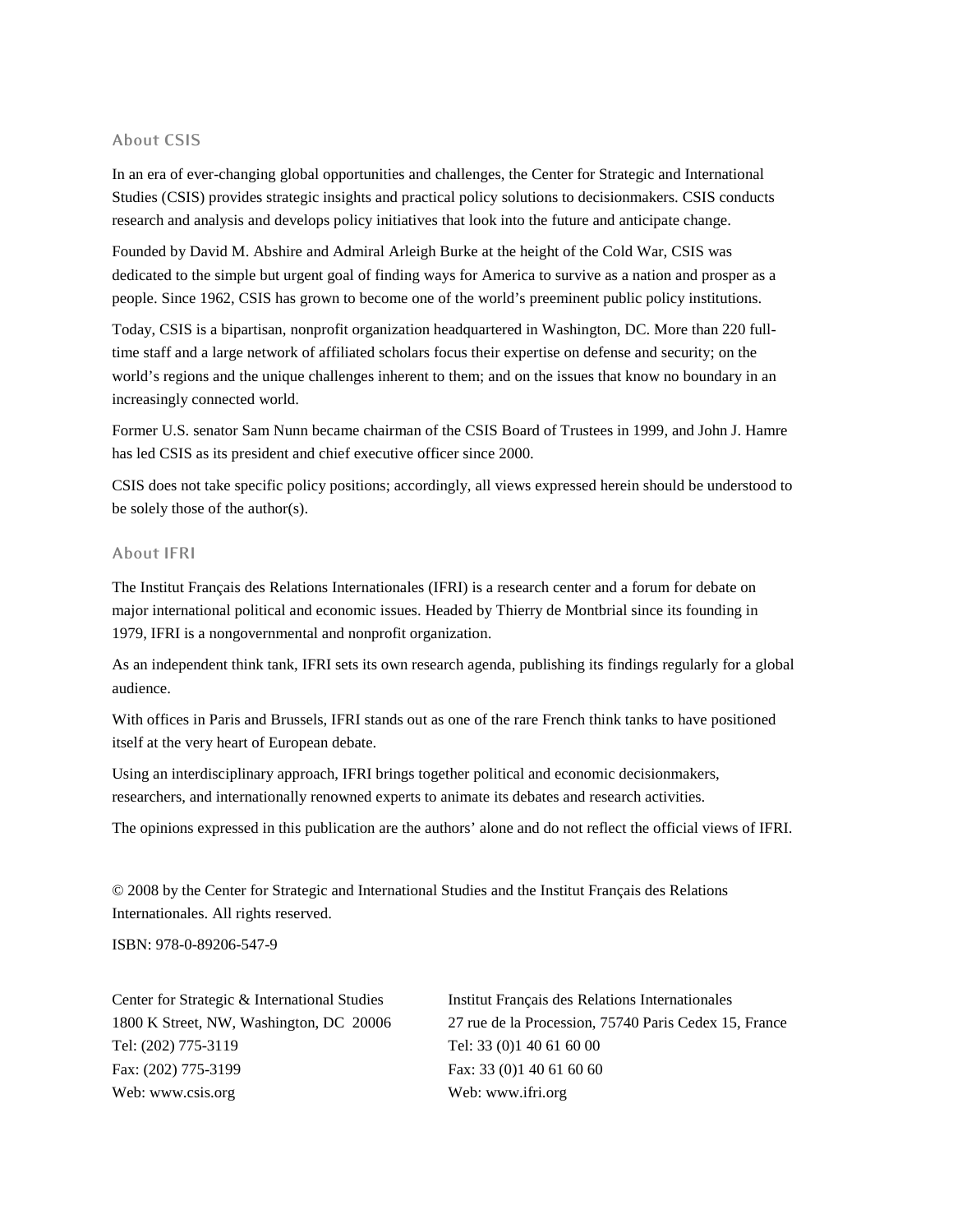## About CSIS

In an era of ever-changing global opportunities and challenges, the Center for Strategic and International Studies (CSIS) provides strategic insights and practical policy solutions to decisionmakers. CSIS conducts research and analysis and develops policy initiatives that look into the future and anticipate change.

Founded by David M. Abshire and Admiral Arleigh Burke at the height of the Cold War, CSIS was dedicated to the simple but urgent goal of finding ways for America to survive as a nation and prosper as a people. Since 1962, CSIS has grown to become one of the world's preeminent public policy institutions.

Today, CSIS is a bipartisan, nonprofit organization headquartered in Washington, DC. More than 220 full-time staff and a large network of affiliated scholars focus their expertise on defense and security; on the world's regions and the unique challenges inherent to them; and on the issues that know no boundary in an increasingly connected world.

Former U.S. senator Sam Nunn became chairman of the CSIS Board of Trustees in 1999, and John J. Hamre has led CSIS as its president and chief executive officer since 2000.

CSIS does not take specific policy positions; accordingly, all views expressed herein should be understood to be solely those of the author(s).

## About IFRI

The Institut Français des Relations Internationales (IFRI) is a research center and a forum for debate on major international political and economic issues. Headed by Thierry de Montbrial since its founding in 1979, IFRI is a nongovernmental and nonprofit organization.

As an independent think tank, IFRI sets its own research agenda, publishing its findings regularly for a global audience.

With offices in Paris and Brussels, IFRI stands out as one of the rare French think tanks to have positioned itself at the very heart of European debate.

Using an interdisciplinary approach, IFRI brings together political and economic decisionmakers, researchers, and internationally renowned experts to animate its debates and research activities.

The opinions expressed in this publication are the authors' alone and do not reflect the official views of IFRI.

© 2008 by the Center for Strategic and International Studies and the Institut Français des Relations Internationales. All rights reserved.

ISBN: 978-0-89206-547-9

Center for Strategic & International Studies
1800 K Street, NW, Washington, DC 20006
Tel: (202) 775-3119
Fax: (202) 775-3199
Web: www.csis.org

Institut Français des Relations Internationales
27 rue de la Procession, 75740 Paris Cedex 15, France
Tel: 33 (0)1 40 61 60 00
Fax: 33 (0)1 40 61 60 60
Web: www.ifri.org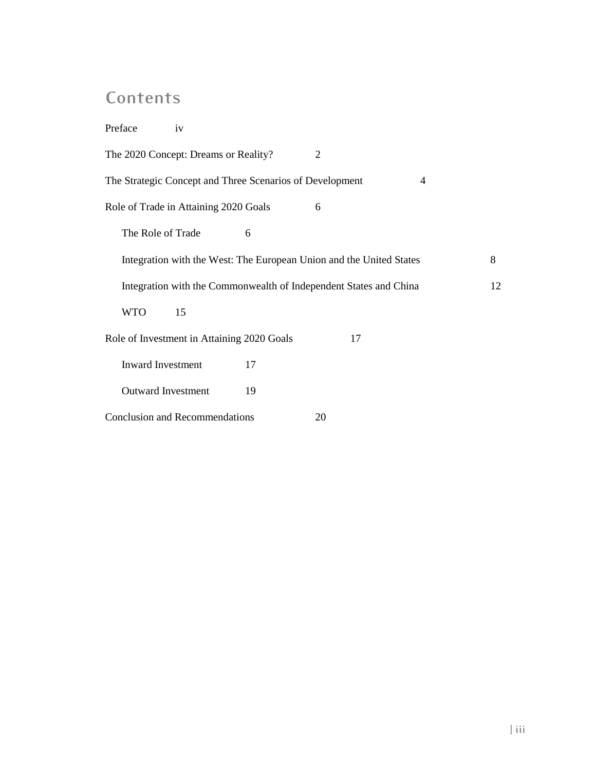# Contents

Preface iv

The 2020 Concept: Dreams or Reality? 2

The Strategic Concept and Three Scenarios of Development 4

Role of Trade in Attaining 2020 Goals 6

- The Role of Trade 6
- Integration with the West: The European Union and the United States 8
- Integration with the Commonwealth of Independent States and China 12
- WTO 15

Role of Investment in Attaining 2020 Goals 17

- Inward Investment 17
- Outward Investment 19

Conclusion and Recommendations 20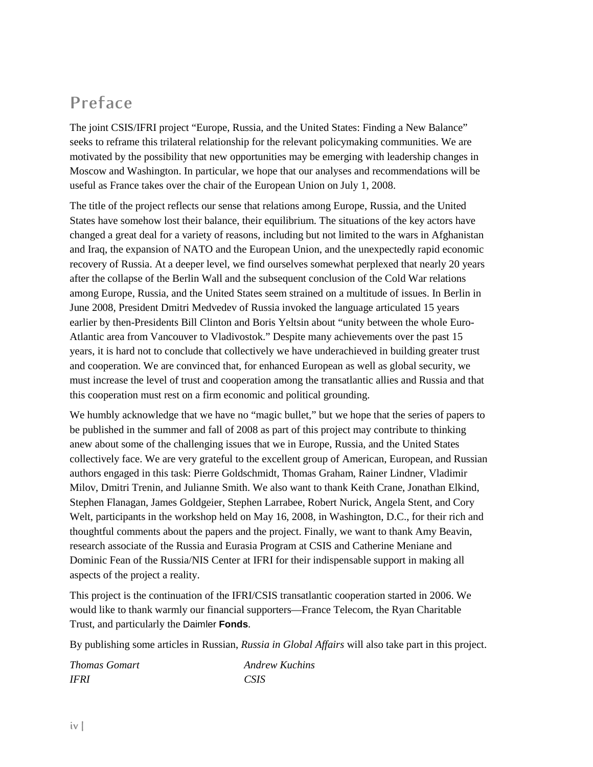# Preface

The joint CSIS/IFRI project "Europe, Russia, and the United States: Finding a New Balance" seeks to reframe this trilateral relationship for the relevant policymaking communities. We are motivated by the possibility that new opportunities may be emerging with leadership changes in Moscow and Washington. In particular, we hope that our analyses and recommendations will be useful as France takes over the chair of the European Union on July 1, 2008.

The title of the project reflects our sense that relations among Europe, Russia, and the United States have somehow lost their balance, their equilibrium. The situations of the key actors have changed a great deal for a variety of reasons, including but not limited to the wars in Afghanistan and Iraq, the expansion of NATO and the European Union, and the unexpectedly rapid economic recovery of Russia. At a deeper level, we find ourselves somewhat perplexed that nearly 20 years after the collapse of the Berlin Wall and the subsequent conclusion of the Cold War relations among Europe, Russia, and the United States seem strained on a multitude of issues. In Berlin in June 2008, President Dmitri Medvedev of Russia invoked the language articulated 15 years earlier by then-Presidents Bill Clinton and Boris Yeltsin about "unity between the whole Euro-Atlantic area from Vancouver to Vladivostok." Despite many achievements over the past 15 years, it is hard not to conclude that collectively we have underachieved in building greater trust and cooperation. We are convinced that, for enhanced European as well as global security, we must increase the level of trust and cooperation among the transatlantic allies and Russia and that this cooperation must rest on a firm economic and political grounding.

We humbly acknowledge that we have no "magic bullet," but we hope that the series of papers to be published in the summer and fall of 2008 as part of this project may contribute to thinking anew about some of the challenging issues that we in Europe, Russia, and the United States collectively face. We are very grateful to the excellent group of American, European, and Russian authors engaged in this task: Pierre Goldschmidt, Thomas Graham, Rainer Lindner, Vladimir Milov, Dmitri Trenin, and Julianne Smith. We also want to thank Keith Crane, Jonathan Elkind, Stephen Flanagan, James Goldgeier, Stephen Larrabee, Robert Nurick, Angela Stent, and Cory Welt, participants in the workshop held on May 16, 2008, in Washington, D.C., for their rich and thoughtful comments about the papers and the project. Finally, we want to thank Amy Beavin, research associate of the Russia and Eurasia Program at CSIS and Catherine Meniane and Dominic Fean of the Russia/NIS Center at IFRI for their indispensable support in making all aspects of the project a reality.

This project is the continuation of the IFRI/CSIS transatlantic cooperation started in 2006. We would like to thank warmly our financial supporters—France Telecom, the Ryan Charitable Trust, and particularly the Daimler **Fonds**.

By publishing some articles in Russian, *Russia in Global Affairs* will also take part in this project.

*Thomas Gomart*
*IFRI*

*Andrew Kuchins*
*CSIS*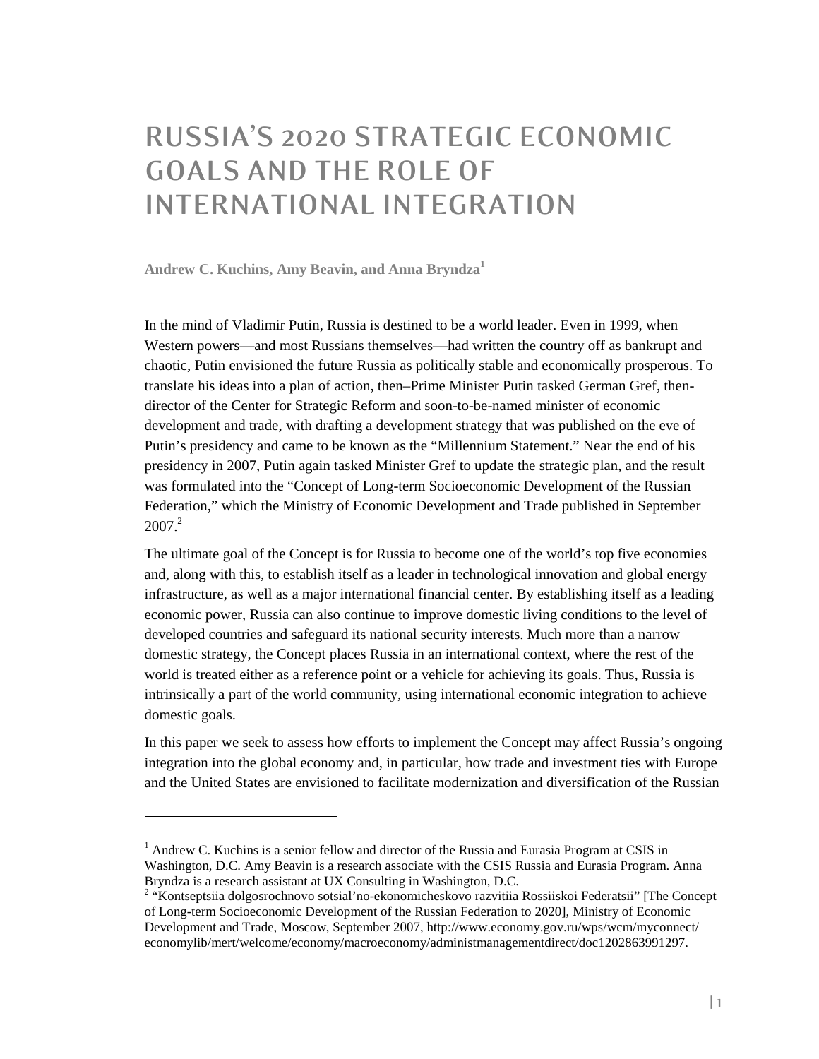# RUSSIA'S 2020 STRATEGIC ECONOMIC GOALS AND THE ROLE OF INTERNATIONAL INTEGRATION

**Andrew C. Kuchins, Amy Beavin, and Anna Bryndza**[1]

In the mind of Vladimir Putin, Russia is destined to be a world leader. Even in 1999, when Western powers—and most Russians themselves—had written the country off as bankrupt and chaotic, Putin envisioned the future Russia as politically stable and economically prosperous. To translate his ideas into a plan of action, then–Prime Minister Putin tasked German Gref, then-director of the Center for Strategic Reform and soon-to-be-named minister of economic development and trade, with drafting a development strategy that was published on the eve of Putin's presidency and came to be known as the "Millennium Statement." Near the end of his presidency in 2007, Putin again tasked Minister Gref to update the strategic plan, and the result was formulated into the "Concept of Long-term Socioeconomic Development of the Russian Federation," which the Ministry of Economic Development and Trade published in September 2007.[2]

The ultimate goal of the Concept is for Russia to become one of the world's top five economies and, along with this, to establish itself as a leader in technological innovation and global energy infrastructure, as well as a major international financial center. By establishing itself as a leading economic power, Russia can also continue to improve domestic living conditions to the level of developed countries and safeguard its national security interests. Much more than a narrow domestic strategy, the Concept places Russia in an international context, where the rest of the world is treated either as a reference point or a vehicle for achieving its goals. Thus, Russia is intrinsically a part of the world community, using international economic integration to achieve domestic goals.

In this paper we seek to assess how efforts to implement the Concept may affect Russia's ongoing integration into the global economy and, in particular, how trade and investment ties with Europe and the United States are envisioned to facilitate modernization and diversification of the Russian

---

[1] Andrew C. Kuchins is a senior fellow and director of the Russia and Eurasia Program at CSIS in Washington, D.C. Amy Beavin is a research associate with the CSIS Russia and Eurasia Program. Anna Bryndza is a research assistant at UX Consulting in Washington, D.C.

[2] "Kontseptsiia dolgosrochnovo sotsial'no-ekonomicheskovo razvitiia Rossiiskoi Federatsii" [The Concept of Long-term Socioeconomic Development of the Russian Federation to 2020], Ministry of Economic Development and Trade, Moscow, September 2007, http://www.economy.gov.ru/wps/wcm/myconnect/economylib/mert/welcome/economy/macroeconomy/administmanagementdirect/doc1202863991297.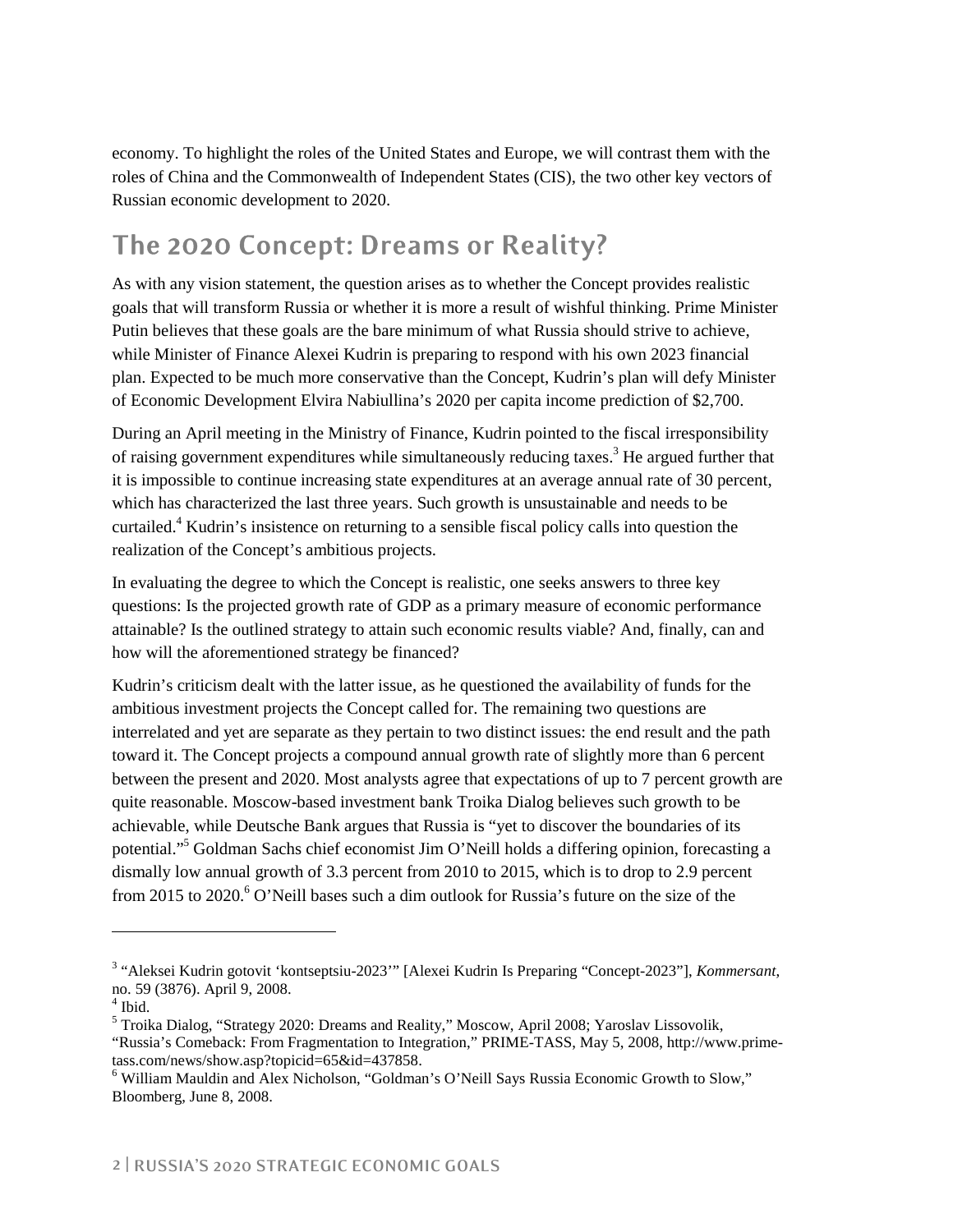economy. To highlight the roles of the United States and Europe, we will contrast them with the roles of China and the Commonwealth of Independent States (CIS), the two other key vectors of Russian economic development to 2020.

## The 2020 Concept: Dreams or Reality?

As with any vision statement, the question arises as to whether the Concept provides realistic goals that will transform Russia or whether it is more a result of wishful thinking. Prime Minister Putin believes that these goals are the bare minimum of what Russia should strive to achieve, while Minister of Finance Alexei Kudrin is preparing to respond with his own 2023 financial plan. Expected to be much more conservative than the Concept, Kudrin's plan will defy Minister of Economic Development Elvira Nabiullina's 2020 per capita income prediction of $2,700.

During an April meeting in the Ministry of Finance, Kudrin pointed to the fiscal irresponsibility of raising government expenditures while simultaneously reducing taxes.[3] He argued further that it is impossible to continue increasing state expenditures at an average annual rate of 30 percent, which has characterized the last three years. Such growth is unsustainable and needs to be curtailed.[4] Kudrin's insistence on returning to a sensible fiscal policy calls into question the realization of the Concept's ambitious projects.

In evaluating the degree to which the Concept is realistic, one seeks answers to three key questions: Is the projected growth rate of GDP as a primary measure of economic performance attainable? Is the outlined strategy to attain such economic results viable? And, finally, can and how will the aforementioned strategy be financed?

Kudrin's criticism dealt with the latter issue, as he questioned the availability of funds for the ambitious investment projects the Concept called for. The remaining two questions are interrelated and yet are separate as they pertain to two distinct issues: the end result and the path toward it. The Concept projects a compound annual growth rate of slightly more than 6 percent between the present and 2020. Most analysts agree that expectations of up to 7 percent growth are quite reasonable. Moscow-based investment bank Troika Dialog believes such growth to be achievable, while Deutsche Bank argues that Russia is "yet to discover the boundaries of its potential."[5] Goldman Sachs chief economist Jim O'Neill holds a differing opinion, forecasting a dismally low annual growth of 3.3 percent from 2010 to 2015, which is to drop to 2.9 percent from 2015 to 2020.[6] O'Neill bases such a dim outlook for Russia's future on the size of the

---

[3] "Aleksei Kudrin gotovit 'kontseptsiu-2023'" [Alexei Kudrin Is Preparing "Concept-2023"], *Kommersant*, no. 59 (3876). April 9, 2008.

[4] Ibid.

[5] Troika Dialog, "Strategy 2020: Dreams and Reality," Moscow, April 2008; Yaroslav Lissovolik, "Russia's Comeback: From Fragmentation to Integration," PRIME-TASS, May 5, 2008, http://www.prime-tass.com/news/show.asp?topicid=65&id=437858.

[6] William Mauldin and Alex Nicholson, "Goldman's O'Neill Says Russia Economic Growth to Slow," Bloomberg, June 8, 2008.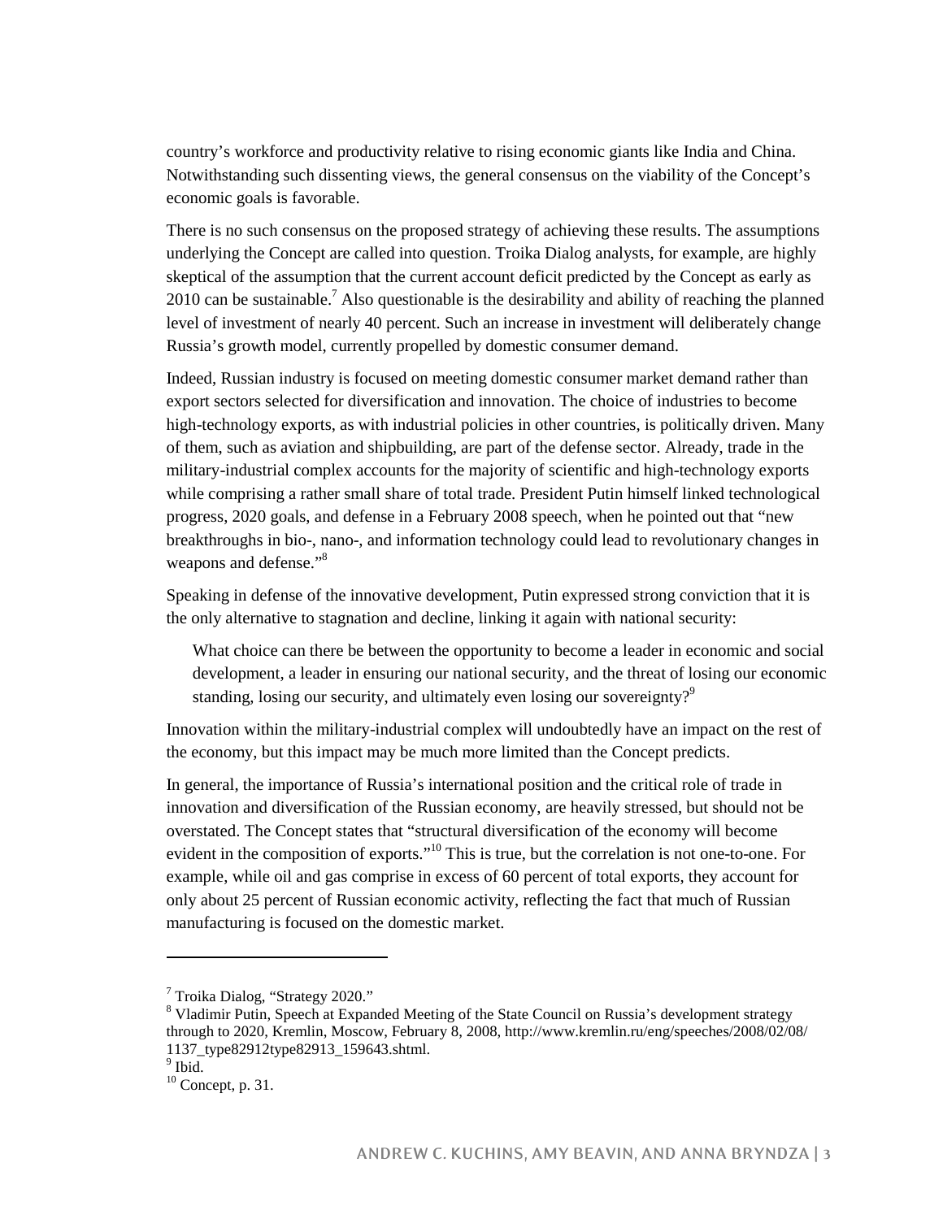country's workforce and productivity relative to rising economic giants like India and China. Notwithstanding such dissenting views, the general consensus on the viability of the Concept's economic goals is favorable.

There is no such consensus on the proposed strategy of achieving these results. The assumptions underlying the Concept are called into question. Troika Dialog analysts, for example, are highly skeptical of the assumption that the current account deficit predicted by the Concept as early as 2010 can be sustainable.[7] Also questionable is the desirability and ability of reaching the planned level of investment of nearly 40 percent. Such an increase in investment will deliberately change Russia's growth model, currently propelled by domestic consumer demand.

Indeed, Russian industry is focused on meeting domestic consumer market demand rather than export sectors selected for diversification and innovation. The choice of industries to become high-technology exports, as with industrial policies in other countries, is politically driven. Many of them, such as aviation and shipbuilding, are part of the defense sector. Already, trade in the military-industrial complex accounts for the majority of scientific and high-technology exports while comprising a rather small share of total trade. President Putin himself linked technological progress, 2020 goals, and defense in a February 2008 speech, when he pointed out that "new breakthroughs in bio-, nano-, and information technology could lead to revolutionary changes in weapons and defense."[8]

Speaking in defense of the innovative development, Putin expressed strong conviction that it is the only alternative to stagnation and decline, linking it again with national security:

> What choice can there be between the opportunity to become a leader in economic and social development, a leader in ensuring our national security, and the threat of losing our economic standing, losing our security, and ultimately even losing our sovereignty?[9]

Innovation within the military-industrial complex will undoubtedly have an impact on the rest of the economy, but this impact may be much more limited than the Concept predicts.

In general, the importance of Russia's international position and the critical role of trade in innovation and diversification of the Russian economy, are heavily stressed, but should not be overstated. The Concept states that "structural diversification of the economy will become evident in the composition of exports."[10] This is true, but the correlation is not one-to-one. For example, while oil and gas comprise in excess of 60 percent of total exports, they account for only about 25 percent of Russian economic activity, reflecting the fact that much of Russian manufacturing is focused on the domestic market.

---

[7] Troika Dialog, "Strategy 2020."

[8] Vladimir Putin, Speech at Expanded Meeting of the State Council on Russia's development strategy through to 2020, Kremlin, Moscow, February 8, 2008, http://www.kremlin.ru/eng/speeches/2008/02/08/1137_type82912type82913_159643.shtml.

[9] Ibid.

[10] Concept, p. 31.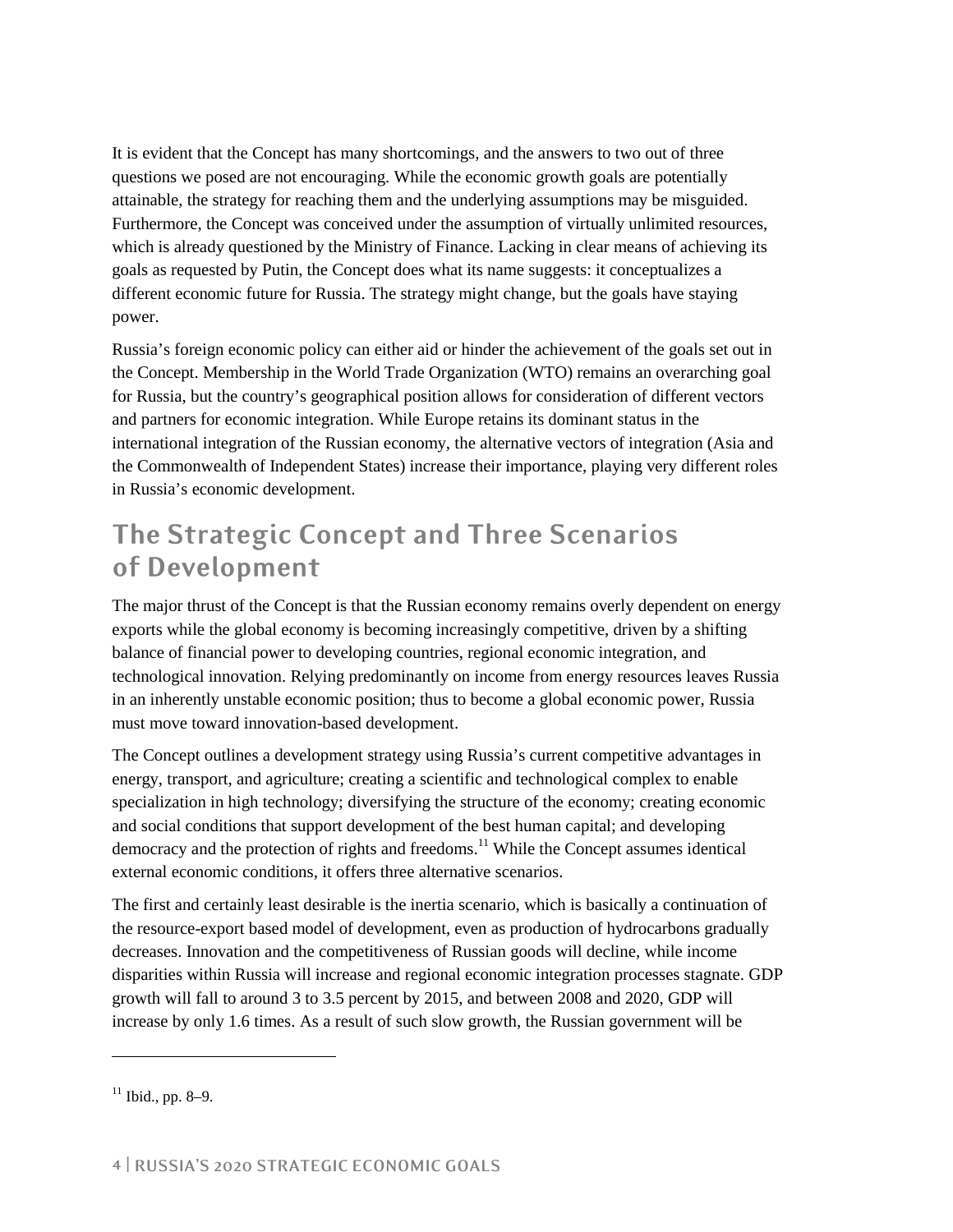It is evident that the Concept has many shortcomings, and the answers to two out of three questions we posed are not encouraging. While the economic growth goals are potentially attainable, the strategy for reaching them and the underlying assumptions may be misguided. Furthermore, the Concept was conceived under the assumption of virtually unlimited resources, which is already questioned by the Ministry of Finance. Lacking in clear means of achieving its goals as requested by Putin, the Concept does what its name suggests: it conceptualizes a different economic future for Russia. The strategy might change, but the goals have staying power.

Russia's foreign economic policy can either aid or hinder the achievement of the goals set out in the Concept. Membership in the World Trade Organization (WTO) remains an overarching goal for Russia, but the country's geographical position allows for consideration of different vectors and partners for economic integration. While Europe retains its dominant status in the international integration of the Russian economy, the alternative vectors of integration (Asia and the Commonwealth of Independent States) increase their importance, playing very different roles in Russia's economic development.

## The Strategic Concept and Three Scenarios of Development

The major thrust of the Concept is that the Russian economy remains overly dependent on energy exports while the global economy is becoming increasingly competitive, driven by a shifting balance of financial power to developing countries, regional economic integration, and technological innovation. Relying predominantly on income from energy resources leaves Russia in an inherently unstable economic position; thus to become a global economic power, Russia must move toward innovation-based development.

The Concept outlines a development strategy using Russia's current competitive advantages in energy, transport, and agriculture; creating a scientific and technological complex to enable specialization in high technology; diversifying the structure of the economy; creating economic and social conditions that support development of the best human capital; and developing democracy and the protection of rights and freedoms.[11] While the Concept assumes identical external economic conditions, it offers three alternative scenarios.

The first and certainly least desirable is the inertia scenario, which is basically a continuation of the resource-export based model of development, even as production of hydrocarbons gradually decreases. Innovation and the competitiveness of Russian goods will decline, while income disparities within Russia will increase and regional economic integration processes stagnate. GDP growth will fall to around 3 to 3.5 percent by 2015, and between 2008 and 2020, GDP will increase by only 1.6 times. As a result of such slow growth, the Russian government will be

[11] Ibid., pp. 8–9.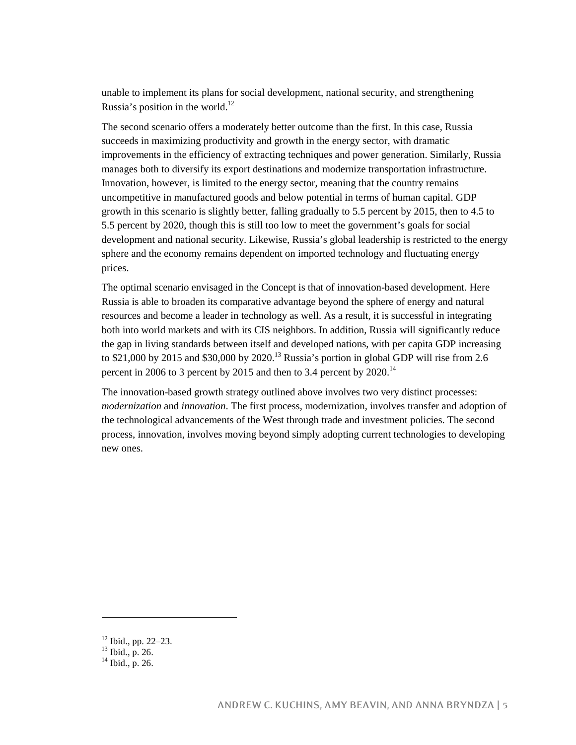unable to implement its plans for social development, national security, and strengthening Russia's position in the world.[12]

The second scenario offers a moderately better outcome than the first. In this case, Russia succeeds in maximizing productivity and growth in the energy sector, with dramatic improvements in the efficiency of extracting techniques and power generation. Similarly, Russia manages both to diversify its export destinations and modernize transportation infrastructure. Innovation, however, is limited to the energy sector, meaning that the country remains uncompetitive in manufactured goods and below potential in terms of human capital. GDP growth in this scenario is slightly better, falling gradually to 5.5 percent by 2015, then to 4.5 to 5.5 percent by 2020, though this is still too low to meet the government's goals for social development and national security. Likewise, Russia's global leadership is restricted to the energy sphere and the economy remains dependent on imported technology and fluctuating energy prices.

The optimal scenario envisaged in the Concept is that of innovation-based development. Here Russia is able to broaden its comparative advantage beyond the sphere of energy and natural resources and become a leader in technology as well. As a result, it is successful in integrating both into world markets and with its CIS neighbors. In addition, Russia will significantly reduce the gap in living standards between itself and developed nations, with per capita GDP increasing to $21,000 by 2015 and $30,000 by 2020.[13] Russia's portion in global GDP will rise from 2.6 percent in 2006 to 3 percent by 2015 and then to 3.4 percent by 2020.[14]

The innovation-based growth strategy outlined above involves two very distinct processes: *modernization* and *innovation*. The first process, modernization, involves transfer and adoption of the technological advancements of the West through trade and investment policies. The second process, innovation, involves moving beyond simply adopting current technologies to developing new ones.

---

[12] Ibid., pp. 22–23.
[13] Ibid., p. 26.
[14] Ibid., p. 26.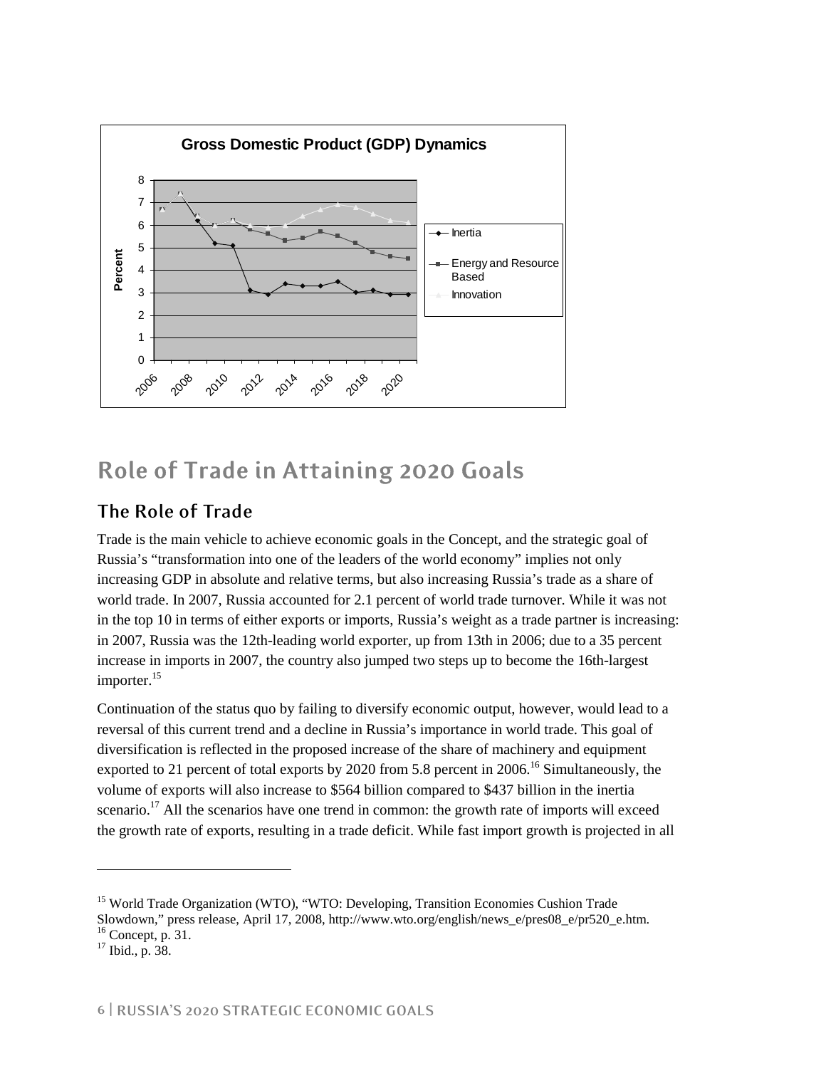## Role of Trade in Attaining 2020 Goals

### The Role of Trade

Trade is the main vehicle to achieve economic goals in the Concept, and the strategic goal of Russia's "transformation into one of the leaders of the world economy" implies not only increasing GDP in absolute and relative terms, but also increasing Russia's trade as a share of world trade. In 2007, Russia accounted for 2.1 percent of world trade turnover. While it was not in the top 10 in terms of either exports or imports, Russia's weight as a trade partner is increasing: in 2007, Russia was the 12th-leading world exporter, up from 13th in 2006; due to a 35 percent increase in imports in 2007, the country also jumped two steps up to become the 16th-largest importer.[15]

Continuation of the status quo by failing to diversify economic output, however, would lead to a reversal of this current trend and a decline in Russia's importance in world trade. This goal of diversification is reflected in the proposed increase of the share of machinery and equipment exported to 21 percent of total exports by 2020 from 5.8 percent in 2006.[16] Simultaneously, the volume of exports will also increase to $564 billion compared to $437 billion in the inertia scenario.[17] All the scenarios have one trend in common: the growth rate of imports will exceed the growth rate of exports, resulting in a trade deficit. While fast import growth is projected in all

---

[15] World Trade Organization (WTO), "WTO: Developing, Transition Economies Cushion Trade Slowdown," press release, April 17, 2008, http://www.wto.org/english/news_e/pres08_e/pr520_e.htm.

[16] Concept, p. 31.

[17] Ibid., p. 38.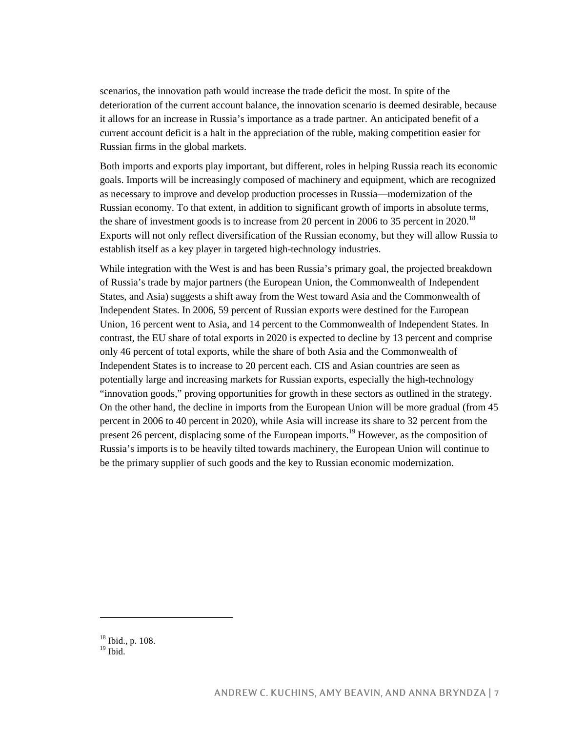scenarios, the innovation path would increase the trade deficit the most. In spite of the deterioration of the current account balance, the innovation scenario is deemed desirable, because it allows for an increase in Russia's importance as a trade partner. An anticipated benefit of a current account deficit is a halt in the appreciation of the ruble, making competition easier for Russian firms in the global markets.

Both imports and exports play important, but different, roles in helping Russia reach its economic goals. Imports will be increasingly composed of machinery and equipment, which are recognized as necessary to improve and develop production processes in Russia—modernization of the Russian economy. To that extent, in addition to significant growth of imports in absolute terms, the share of investment goods is to increase from 20 percent in 2006 to 35 percent in 2020.[18] Exports will not only reflect diversification of the Russian economy, but they will allow Russia to establish itself as a key player in targeted high-technology industries.

While integration with the West is and has been Russia's primary goal, the projected breakdown of Russia's trade by major partners (the European Union, the Commonwealth of Independent States, and Asia) suggests a shift away from the West toward Asia and the Commonwealth of Independent States. In 2006, 59 percent of Russian exports were destined for the European Union, 16 percent went to Asia, and 14 percent to the Commonwealth of Independent States. In contrast, the EU share of total exports in 2020 is expected to decline by 13 percent and comprise only 46 percent of total exports, while the share of both Asia and the Commonwealth of Independent States is to increase to 20 percent each. CIS and Asian countries are seen as potentially large and increasing markets for Russian exports, especially the high-technology "innovation goods," proving opportunities for growth in these sectors as outlined in the strategy. On the other hand, the decline in imports from the European Union will be more gradual (from 45 percent in 2006 to 40 percent in 2020), while Asia will increase its share to 32 percent from the present 26 percent, displacing some of the European imports.[19] However, as the composition of Russia's imports is to be heavily tilted towards machinery, the European Union will continue to be the primary supplier of such goods and the key to Russian economic modernization.

---

[18] Ibid., p. 108.
[19] Ibid.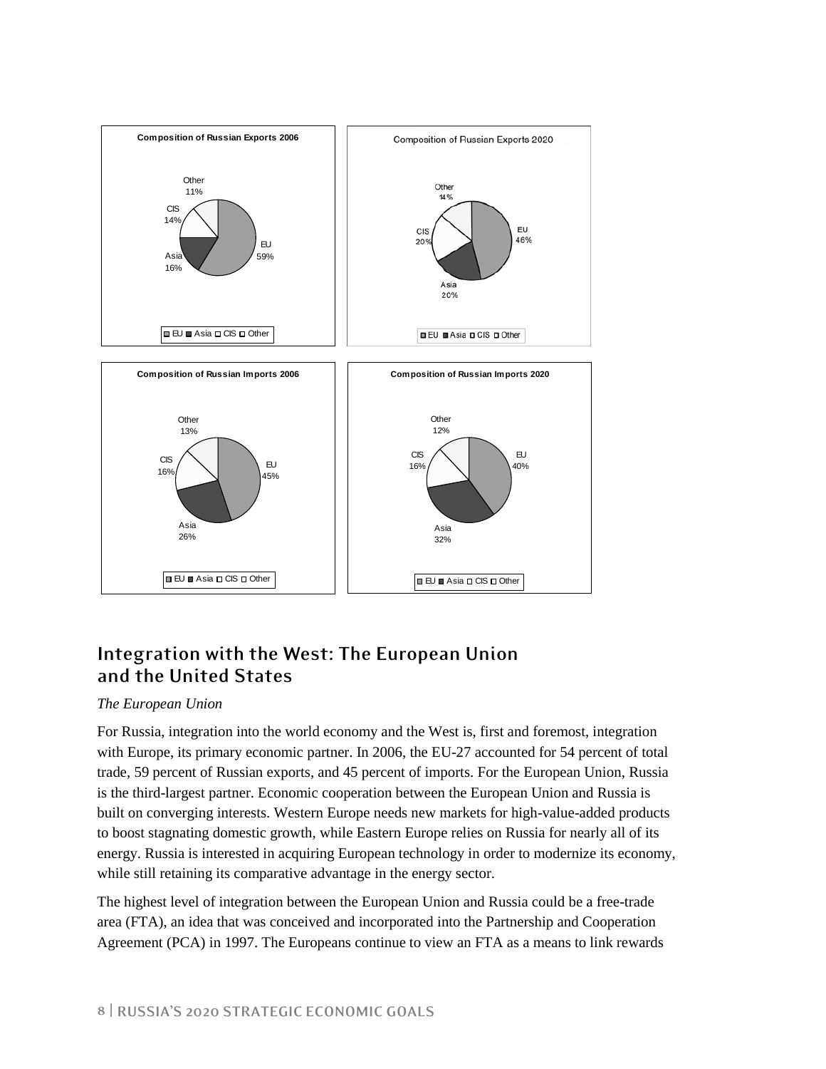**Composition of Russian Exports 2006**

EU 59%, Asia 16%, CIS 14%, Other 11%

**Composition of Russian Exports 2020**

EU 46%, Asia 20%, CIS 20%, Other 14%

**Composition of Russian Imports 2006**

EU 45%, Asia 26%, CIS 16%, Other 13%

**Composition of Russian Imports 2020**

EU 40%, Asia 32%, CIS 16%, Other 12%

## Integration with the West: The European Union and the United States

*The European Union*

For Russia, integration into the world economy and the West is, first and foremost, integration with Europe, its primary economic partner. In 2006, the EU-27 accounted for 54 percent of total trade, 59 percent of Russian exports, and 45 percent of imports. For the European Union, Russia is the third-largest partner. Economic cooperation between the European Union and Russia is built on converging interests. Western Europe needs new markets for high-value-added products to boost stagnating domestic growth, while Eastern Europe relies on Russia for nearly all of its energy. Russia is interested in acquiring European technology in order to modernize its economy, while still retaining its comparative advantage in the energy sector.

The highest level of integration between the European Union and Russia could be a free-trade area (FTA), an idea that was conceived and incorporated into the Partnership and Cooperation Agreement (PCA) in 1997. The Europeans continue to view an FTA as a means to link rewards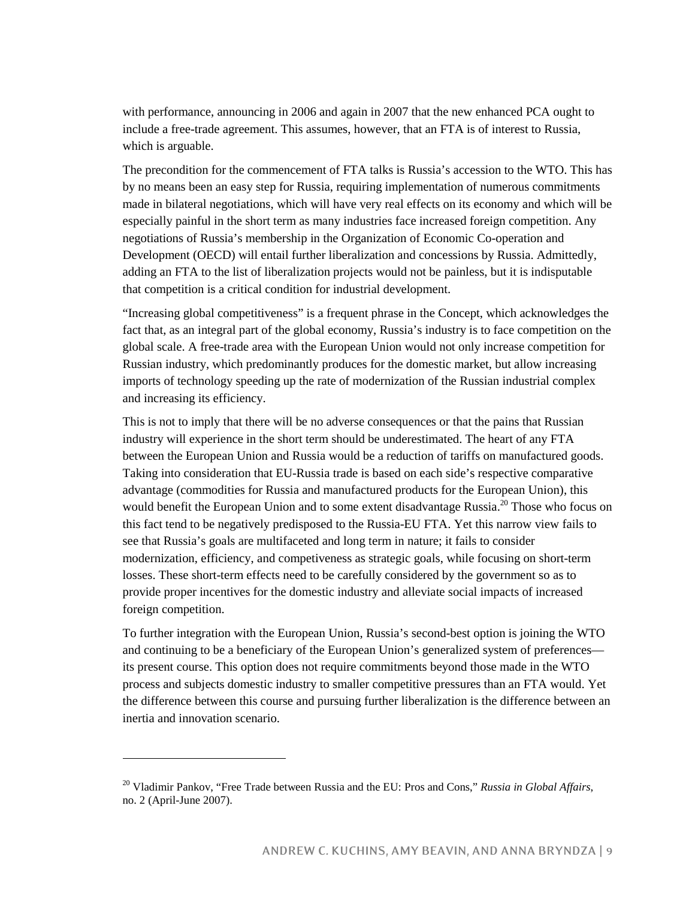with performance, announcing in 2006 and again in 2007 that the new enhanced PCA ought to include a free-trade agreement. This assumes, however, that an FTA is of interest to Russia, which is arguable.

The precondition for the commencement of FTA talks is Russia's accession to the WTO. This has by no means been an easy step for Russia, requiring implementation of numerous commitments made in bilateral negotiations, which will have very real effects on its economy and which will be especially painful in the short term as many industries face increased foreign competition. Any negotiations of Russia's membership in the Organization of Economic Co-operation and Development (OECD) will entail further liberalization and concessions by Russia. Admittedly, adding an FTA to the list of liberalization projects would not be painless, but it is indisputable that competition is a critical condition for industrial development.

"Increasing global competitiveness" is a frequent phrase in the Concept, which acknowledges the fact that, as an integral part of the global economy, Russia's industry is to face competition on the global scale. A free-trade area with the European Union would not only increase competition for Russian industry, which predominantly produces for the domestic market, but allow increasing imports of technology speeding up the rate of modernization of the Russian industrial complex and increasing its efficiency.

This is not to imply that there will be no adverse consequences or that the pains that Russian industry will experience in the short term should be underestimated. The heart of any FTA between the European Union and Russia would be a reduction of tariffs on manufactured goods. Taking into consideration that EU-Russia trade is based on each side's respective comparative advantage (commodities for Russia and manufactured products for the European Union), this would benefit the European Union and to some extent disadvantage Russia.[20] Those who focus on this fact tend to be negatively predisposed to the Russia-EU FTA. Yet this narrow view fails to see that Russia's goals are multifaceted and long term in nature; it fails to consider modernization, efficiency, and competiveness as strategic goals, while focusing on short-term losses. These short-term effects need to be carefully considered by the government so as to provide proper incentives for the domestic industry and alleviate social impacts of increased foreign competition.

To further integration with the European Union, Russia's second-best option is joining the WTO and continuing to be a beneficiary of the European Union's generalized system of preferences—its present course. This option does not require commitments beyond those made in the WTO process and subjects domestic industry to smaller competitive pressures than an FTA would. Yet the difference between this course and pursuing further liberalization is the difference between an inertia and innovation scenario.

---

[20] Vladimir Pankov, "Free Trade between Russia and the EU: Pros and Cons," *Russia in Global Affairs*, no. 2 (April-June 2007).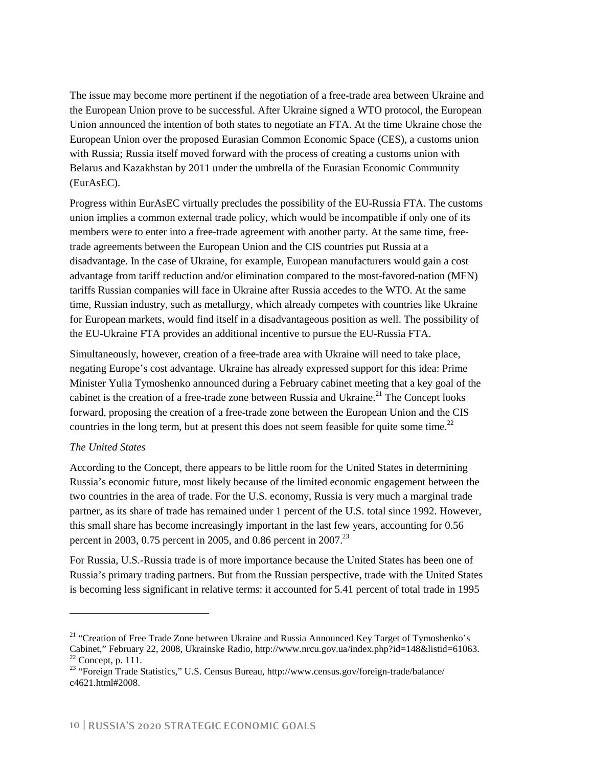The issue may become more pertinent if the negotiation of a free-trade area between Ukraine and the European Union prove to be successful. After Ukraine signed a WTO protocol, the European Union announced the intention of both states to negotiate an FTA. At the time Ukraine chose the European Union over the proposed Eurasian Common Economic Space (CES), a customs union with Russia; Russia itself moved forward with the process of creating a customs union with Belarus and Kazakhstan by 2011 under the umbrella of the Eurasian Economic Community (EurAsEC).

Progress within EurAsEC virtually precludes the possibility of the EU-Russia FTA. The customs union implies a common external trade policy, which would be incompatible if only one of its members were to enter into a free-trade agreement with another party. At the same time, free-trade agreements between the European Union and the CIS countries put Russia at a disadvantage. In the case of Ukraine, for example, European manufacturers would gain a cost advantage from tariff reduction and/or elimination compared to the most-favored-nation (MFN) tariffs Russian companies will face in Ukraine after Russia accedes to the WTO. At the same time, Russian industry, such as metallurgy, which already competes with countries like Ukraine for European markets, would find itself in a disadvantageous position as well. The possibility of the EU-Ukraine FTA provides an additional incentive to pursue the EU-Russia FTA.

Simultaneously, however, creation of a free-trade area with Ukraine will need to take place, negating Europe's cost advantage. Ukraine has already expressed support for this idea: Prime Minister Yulia Tymoshenko announced during a February cabinet meeting that a key goal of the cabinet is the creation of a free-trade zone between Russia and Ukraine.[21] The Concept looks forward, proposing the creation of a free-trade zone between the European Union and the CIS countries in the long term, but at present this does not seem feasible for quite some time.[22]

*The United States*

According to the Concept, there appears to be little room for the United States in determining Russia's economic future, most likely because of the limited economic engagement between the two countries in the area of trade. For the U.S. economy, Russia is very much a marginal trade partner, as its share of trade has remained under 1 percent of the U.S. total since 1992. However, this small share has become increasingly important in the last few years, accounting for 0.56 percent in 2003, 0.75 percent in 2005, and 0.86 percent in 2007.[23]

For Russia, U.S.-Russia trade is of more importance because the United States has been one of Russia's primary trading partners. But from the Russian perspective, trade with the United States is becoming less significant in relative terms: it accounted for 5.41 percent of total trade in 1995

---

[21] "Creation of Free Trade Zone between Ukraine and Russia Announced Key Target of Tymoshenko's Cabinet," February 22, 2008, Ukrainske Radio, http://www.nrcu.gov.ua/index.php?id=148&listid=61063.

[22] Concept, p. 111.

[23] "Foreign Trade Statistics," U.S. Census Bureau, http://www.census.gov/foreign-trade/balance/c4621.html#2008.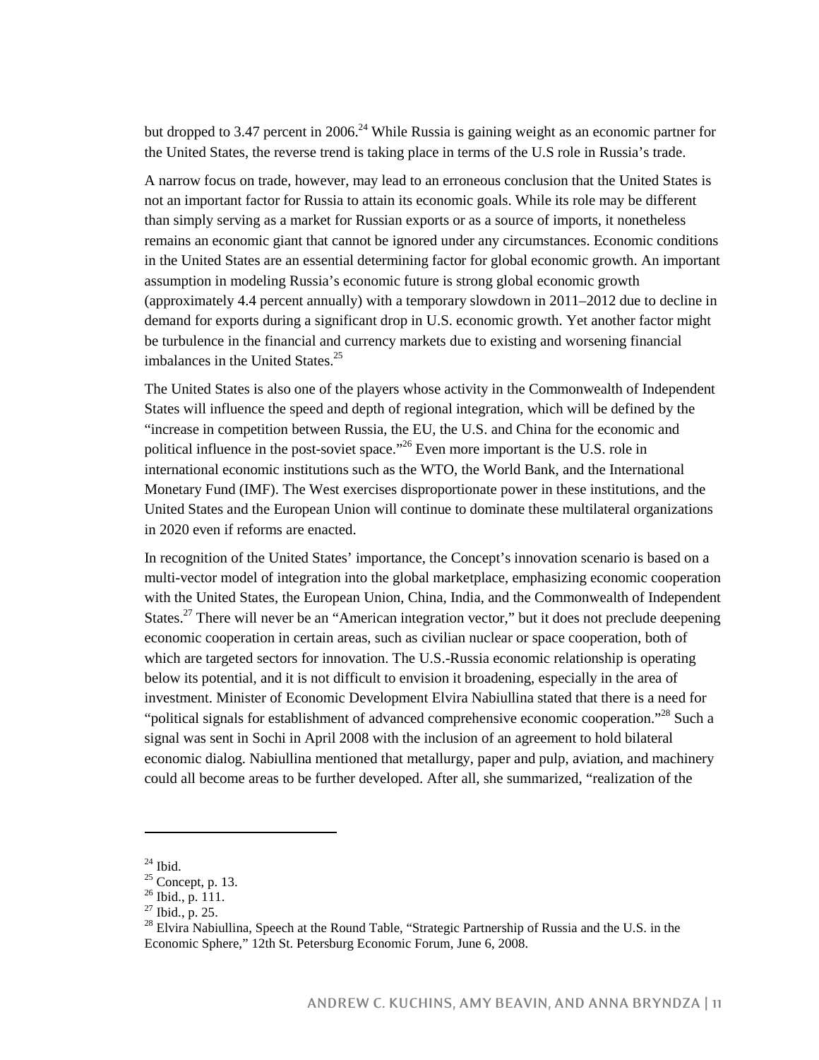but dropped to 3.47 percent in 2006.[24] While Russia is gaining weight as an economic partner for the United States, the reverse trend is taking place in terms of the U.S role in Russia's trade.

A narrow focus on trade, however, may lead to an erroneous conclusion that the United States is not an important factor for Russia to attain its economic goals. While its role may be different than simply serving as a market for Russian exports or as a source of imports, it nonetheless remains an economic giant that cannot be ignored under any circumstances. Economic conditions in the United States are an essential determining factor for global economic growth. An important assumption in modeling Russia's economic future is strong global economic growth (approximately 4.4 percent annually) with a temporary slowdown in 2011–2012 due to decline in demand for exports during a significant drop in U.S. economic growth. Yet another factor might be turbulence in the financial and currency markets due to existing and worsening financial imbalances in the United States.[25]

The United States is also one of the players whose activity in the Commonwealth of Independent States will influence the speed and depth of regional integration, which will be defined by the "increase in competition between Russia, the EU, the U.S. and China for the economic and political influence in the post-soviet space."[26] Even more important is the U.S. role in international economic institutions such as the WTO, the World Bank, and the International Monetary Fund (IMF). The West exercises disproportionate power in these institutions, and the United States and the European Union will continue to dominate these multilateral organizations in 2020 even if reforms are enacted.

In recognition of the United States' importance, the Concept's innovation scenario is based on a multi-vector model of integration into the global marketplace, emphasizing economic cooperation with the United States, the European Union, China, India, and the Commonwealth of Independent States.[27] There will never be an "American integration vector," but it does not preclude deepening economic cooperation in certain areas, such as civilian nuclear or space cooperation, both of which are targeted sectors for innovation. The U.S.-Russia economic relationship is operating below its potential, and it is not difficult to envision it broadening, especially in the area of investment. Minister of Economic Development Elvira Nabiullina stated that there is a need for "political signals for establishment of advanced comprehensive economic cooperation."[28] Such a signal was sent in Sochi in April 2008 with the inclusion of an agreement to hold bilateral economic dialog. Nabiullina mentioned that metallurgy, paper and pulp, aviation, and machinery could all become areas to be further developed. After all, she summarized, "realization of the

---

[24] Ibid.

[25] Concept, p. 13.

[26] Ibid., p. 111.

[27] Ibid., p. 25.

[28] Elvira Nabiullina, Speech at the Round Table, "Strategic Partnership of Russia and the U.S. in the Economic Sphere," 12th St. Petersburg Economic Forum, June 6, 2008.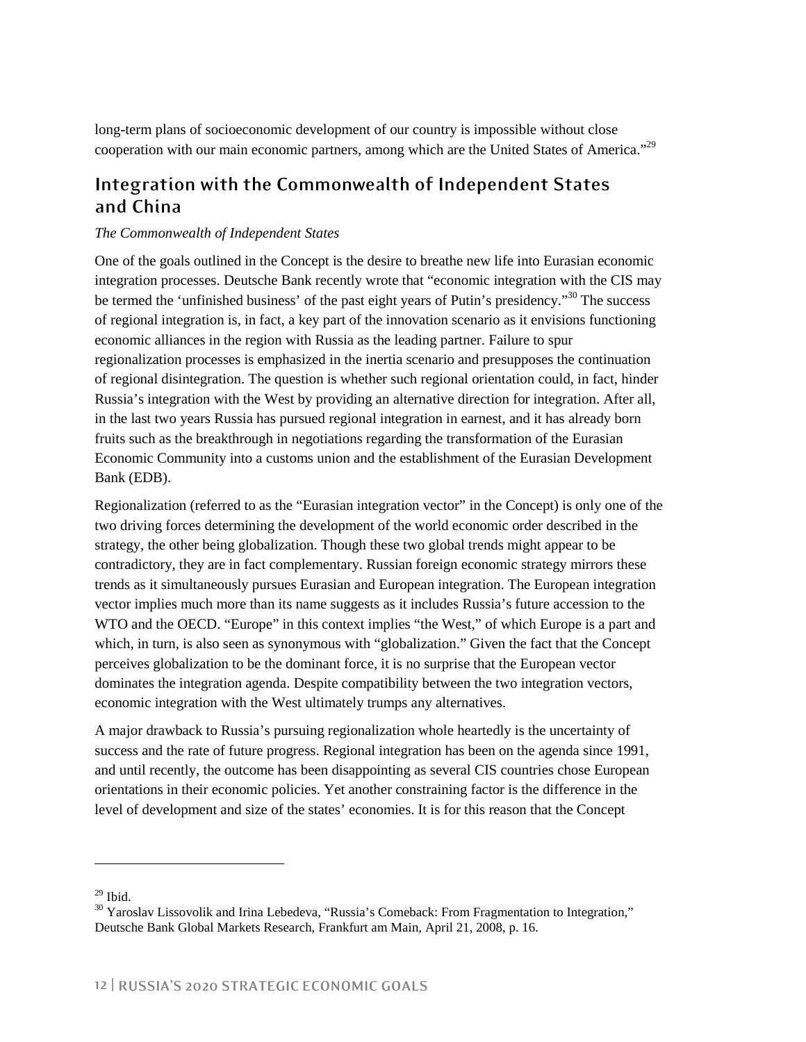long-term plans of socioeconomic development of our country is impossible without close cooperation with our main economic partners, among which are the United States of America."[29]

## Integration with the Commonwealth of Independent States and China

*The Commonwealth of Independent States*

One of the goals outlined in the Concept is the desire to breathe new life into Eurasian economic integration processes. Deutsche Bank recently wrote that "economic integration with the CIS may be termed the 'unfinished business' of the past eight years of Putin's presidency."[30] The success of regional integration is, in fact, a key part of the innovation scenario as it envisions functioning economic alliances in the region with Russia as the leading partner. Failure to spur regionalization processes is emphasized in the inertia scenario and presupposes the continuation of regional disintegration. The question is whether such regional orientation could, in fact, hinder Russia's integration with the West by providing an alternative direction for integration. After all, in the last two years Russia has pursued regional integration in earnest, and it has already born fruits such as the breakthrough in negotiations regarding the transformation of the Eurasian Economic Community into a customs union and the establishment of the Eurasian Development Bank (EDB).

Regionalization (referred to as the "Eurasian integration vector" in the Concept) is only one of the two driving forces determining the development of the world economic order described in the strategy, the other being globalization. Though these two global trends might appear to be contradictory, they are in fact complementary. Russian foreign economic strategy mirrors these trends as it simultaneously pursues Eurasian and European integration. The European integration vector implies much more than its name suggests as it includes Russia's future accession to the WTO and the OECD. "Europe" in this context implies "the West," of which Europe is a part and which, in turn, is also seen as synonymous with "globalization." Given the fact that the Concept perceives globalization to be the dominant force, it is no surprise that the European vector dominates the integration agenda. Despite compatibility between the two integration vectors, economic integration with the West ultimately trumps any alternatives.

A major drawback to Russia's pursuing regionalization whole heartedly is the uncertainty of success and the rate of future progress. Regional integration has been on the agenda since 1991, and until recently, the outcome has been disappointing as several CIS countries chose European orientations in their economic policies. Yet another constraining factor is the difference in the level of development and size of the states' economies. It is for this reason that the Concept

---

[29] Ibid.

[30] Yaroslav Lissovolik and Irina Lebedeva, "Russia's Comeback: From Fragmentation to Integration," Deutsche Bank Global Markets Research, Frankfurt am Main, April 21, 2008, p. 16.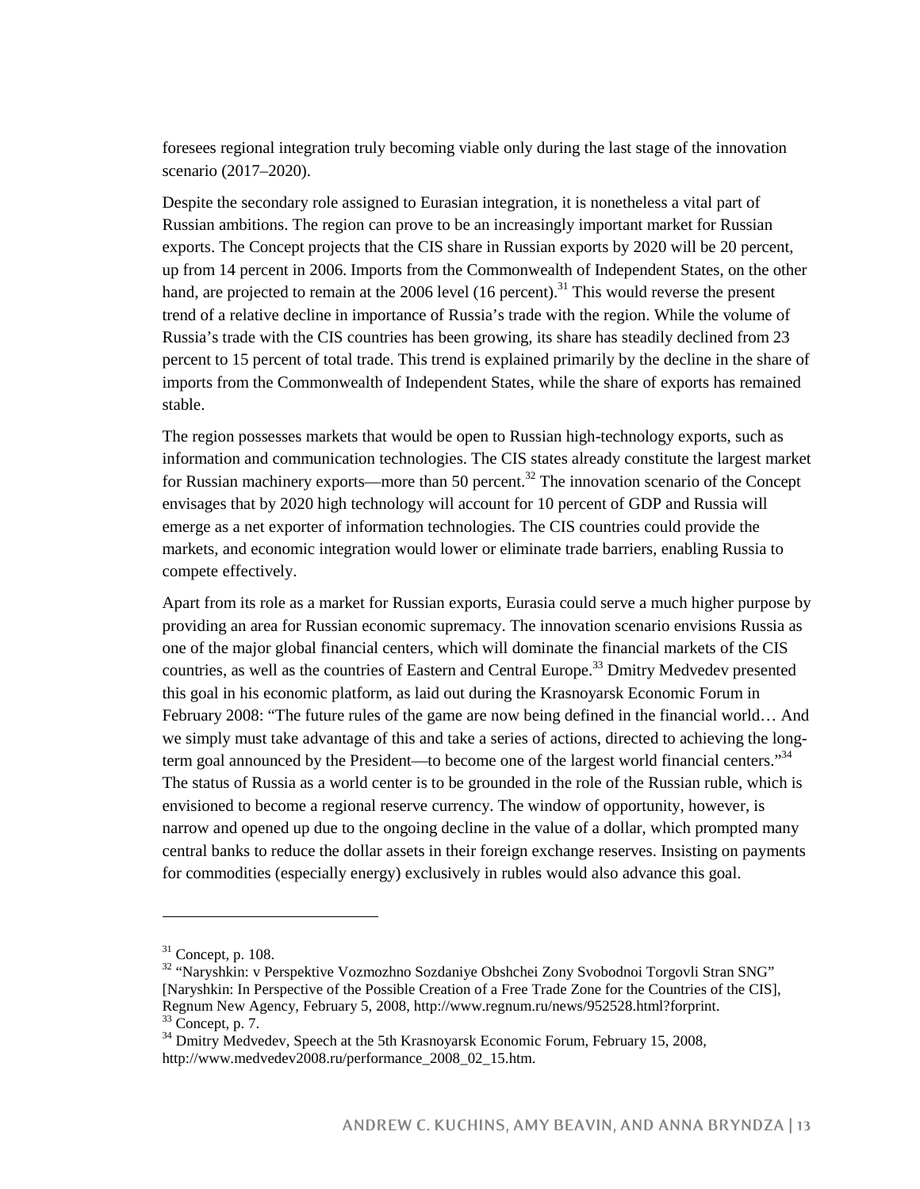foresees regional integration truly becoming viable only during the last stage of the innovation scenario (2017–2020).

Despite the secondary role assigned to Eurasian integration, it is nonetheless a vital part of Russian ambitions. The region can prove to be an increasingly important market for Russian exports. The Concept projects that the CIS share in Russian exports by 2020 will be 20 percent, up from 14 percent in 2006. Imports from the Commonwealth of Independent States, on the other hand, are projected to remain at the 2006 level (16 percent).[31] This would reverse the present trend of a relative decline in importance of Russia's trade with the region. While the volume of Russia's trade with the CIS countries has been growing, its share has steadily declined from 23 percent to 15 percent of total trade. This trend is explained primarily by the decline in the share of imports from the Commonwealth of Independent States, while the share of exports has remained stable.

The region possesses markets that would be open to Russian high-technology exports, such as information and communication technologies. The CIS states already constitute the largest market for Russian machinery exports—more than 50 percent.[32] The innovation scenario of the Concept envisages that by 2020 high technology will account for 10 percent of GDP and Russia will emerge as a net exporter of information technologies. The CIS countries could provide the markets, and economic integration would lower or eliminate trade barriers, enabling Russia to compete effectively.

Apart from its role as a market for Russian exports, Eurasia could serve a much higher purpose by providing an area for Russian economic supremacy. The innovation scenario envisions Russia as one of the major global financial centers, which will dominate the financial markets of the CIS countries, as well as the countries of Eastern and Central Europe.[33] Dmitry Medvedev presented this goal in his economic platform, as laid out during the Krasnoyarsk Economic Forum in February 2008: "The future rules of the game are now being defined in the financial world… And we simply must take advantage of this and take a series of actions, directed to achieving the long-term goal announced by the President—to become one of the largest world financial centers."[34] The status of Russia as a world center is to be grounded in the role of the Russian ruble, which is envisioned to become a regional reserve currency. The window of opportunity, however, is narrow and opened up due to the ongoing decline in the value of a dollar, which prompted many central banks to reduce the dollar assets in their foreign exchange reserves. Insisting on payments for commodities (especially energy) exclusively in rubles would also advance this goal.

---

[31] Concept, p. 108.

[32] "Naryshkin: v Perspektive Vozmozhno Sozdaniye Obshchei Zony Svobodnoi Torgovli Stran SNG" [Naryshkin: In Perspective of the Possible Creation of a Free Trade Zone for the Countries of the CIS], Regnum New Agency, February 5, 2008, http://www.regnum.ru/news/952528.html?forprint.

[33] Concept, p. 7.

[34] Dmitry Medvedev, Speech at the 5th Krasnoyarsk Economic Forum, February 15, 2008, http://www.medvedev2008.ru/performance_2008_02_15.htm.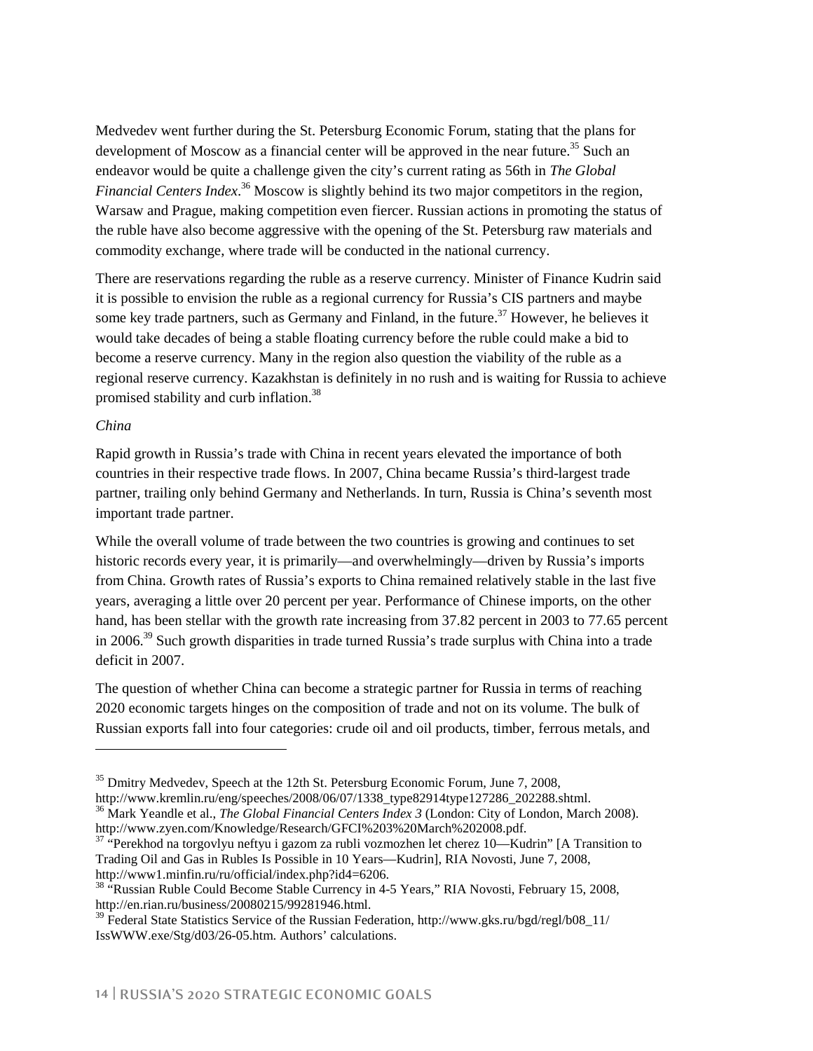Medvedev went further during the St. Petersburg Economic Forum, stating that the plans for development of Moscow as a financial center will be approved in the near future.[35] Such an endeavor would be quite a challenge given the city's current rating as 56th in *The Global Financial Centers Index*.[36] Moscow is slightly behind its two major competitors in the region, Warsaw and Prague, making competition even fiercer. Russian actions in promoting the status of the ruble have also become aggressive with the opening of the St. Petersburg raw materials and commodity exchange, where trade will be conducted in the national currency.

There are reservations regarding the ruble as a reserve currency. Minister of Finance Kudrin said it is possible to envision the ruble as a regional currency for Russia's CIS partners and maybe some key trade partners, such as Germany and Finland, in the future.[37] However, he believes it would take decades of being a stable floating currency before the ruble could make a bid to become a reserve currency. Many in the region also question the viability of the ruble as a regional reserve currency. Kazakhstan is definitely in no rush and is waiting for Russia to achieve promised stability and curb inflation.[38]

*China*

Rapid growth in Russia's trade with China in recent years elevated the importance of both countries in their respective trade flows. In 2007, China became Russia's third-largest trade partner, trailing only behind Germany and Netherlands. In turn, Russia is China's seventh most important trade partner.

While the overall volume of trade between the two countries is growing and continues to set historic records every year, it is primarily—and overwhelmingly—driven by Russia's imports from China. Growth rates of Russia's exports to China remained relatively stable in the last five years, averaging a little over 20 percent per year. Performance of Chinese imports, on the other hand, has been stellar with the growth rate increasing from 37.82 percent in 2003 to 77.65 percent in 2006.[39] Such growth disparities in trade turned Russia's trade surplus with China into a trade deficit in 2007.

The question of whether China can become a strategic partner for Russia in terms of reaching 2020 economic targets hinges on the composition of trade and not on its volume. The bulk of Russian exports fall into four categories: crude oil and oil products, timber, ferrous metals, and

---

[35] Dmitry Medvedev, Speech at the 12th St. Petersburg Economic Forum, June 7, 2008, http://www.kremlin.ru/eng/speeches/2008/06/07/1338_type82914type127286_202288.shtml.

[36] Mark Yeandle et al., *The Global Financial Centers Index 3* (London: City of London, March 2008). http://www.zyen.com/Knowledge/Research/GFCI%203%20March%202008.pdf.

[37] "Perekhod na torgovlyu neftyu i gazom za rubli vozmozhen let cherez 10—Kudrin" [A Transition to Trading Oil and Gas in Rubles Is Possible in 10 Years—Kudrin], RIA Novosti, June 7, 2008, http://www1.minfin.ru/ru/official/index.php?id4=6206.

[38] "Russian Ruble Could Become Stable Currency in 4-5 Years," RIA Novosti, February 15, 2008, http://en.rian.ru/business/20080215/99281946.html.

[39] Federal State Statistics Service of the Russian Federation, http://www.gks.ru/bgd/regl/b08_11/IssWWW.exe/Stg/d03/26-05.htm. Authors' calculations.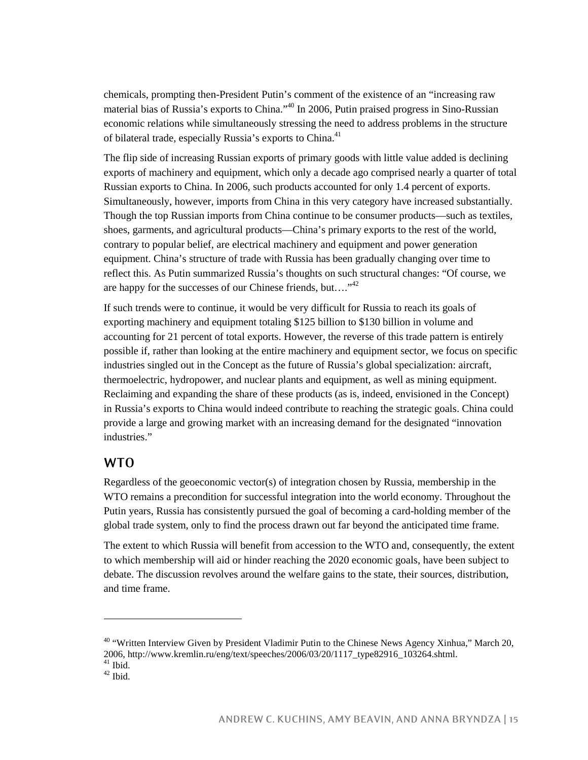chemicals, prompting then-President Putin's comment of the existence of an "increasing raw material bias of Russia's exports to China."[40] In 2006, Putin praised progress in Sino-Russian economic relations while simultaneously stressing the need to address problems in the structure of bilateral trade, especially Russia's exports to China.[41]

The flip side of increasing Russian exports of primary goods with little value added is declining exports of machinery and equipment, which only a decade ago comprised nearly a quarter of total Russian exports to China. In 2006, such products accounted for only 1.4 percent of exports. Simultaneously, however, imports from China in this very category have increased substantially. Though the top Russian imports from China continue to be consumer products—such as textiles, shoes, garments, and agricultural products—China's primary exports to the rest of the world, contrary to popular belief, are electrical machinery and equipment and power generation equipment. China's structure of trade with Russia has been gradually changing over time to reflect this. As Putin summarized Russia's thoughts on such structural changes: "Of course, we are happy for the successes of our Chinese friends, but…."[42]

If such trends were to continue, it would be very difficult for Russia to reach its goals of exporting machinery and equipment totaling $125 billion to $130 billion in volume and accounting for 21 percent of total exports. However, the reverse of this trade pattern is entirely possible if, rather than looking at the entire machinery and equipment sector, we focus on specific industries singled out in the Concept as the future of Russia's global specialization: aircraft, thermoelectric, hydropower, and nuclear plants and equipment, as well as mining equipment. Reclaiming and expanding the share of these products (as is, indeed, envisioned in the Concept) in Russia's exports to China would indeed contribute to reaching the strategic goals. China could provide a large and growing market with an increasing demand for the designated "innovation industries."

## WTO

Regardless of the geoeconomic vector(s) of integration chosen by Russia, membership in the WTO remains a precondition for successful integration into the world economy. Throughout the Putin years, Russia has consistently pursued the goal of becoming a card-holding member of the global trade system, only to find the process drawn out far beyond the anticipated time frame.

The extent to which Russia will benefit from accession to the WTO and, consequently, the extent to which membership will aid or hinder reaching the 2020 economic goals, have been subject to debate. The discussion revolves around the welfare gains to the state, their sources, distribution, and time frame.

---

[40] "Written Interview Given by President Vladimir Putin to the Chinese News Agency Xinhua," March 20, 2006, http://www.kremlin.ru/eng/text/speeches/2006/03/20/1117_type82916_103264.shtml.

[41] Ibid.

[42] Ibid.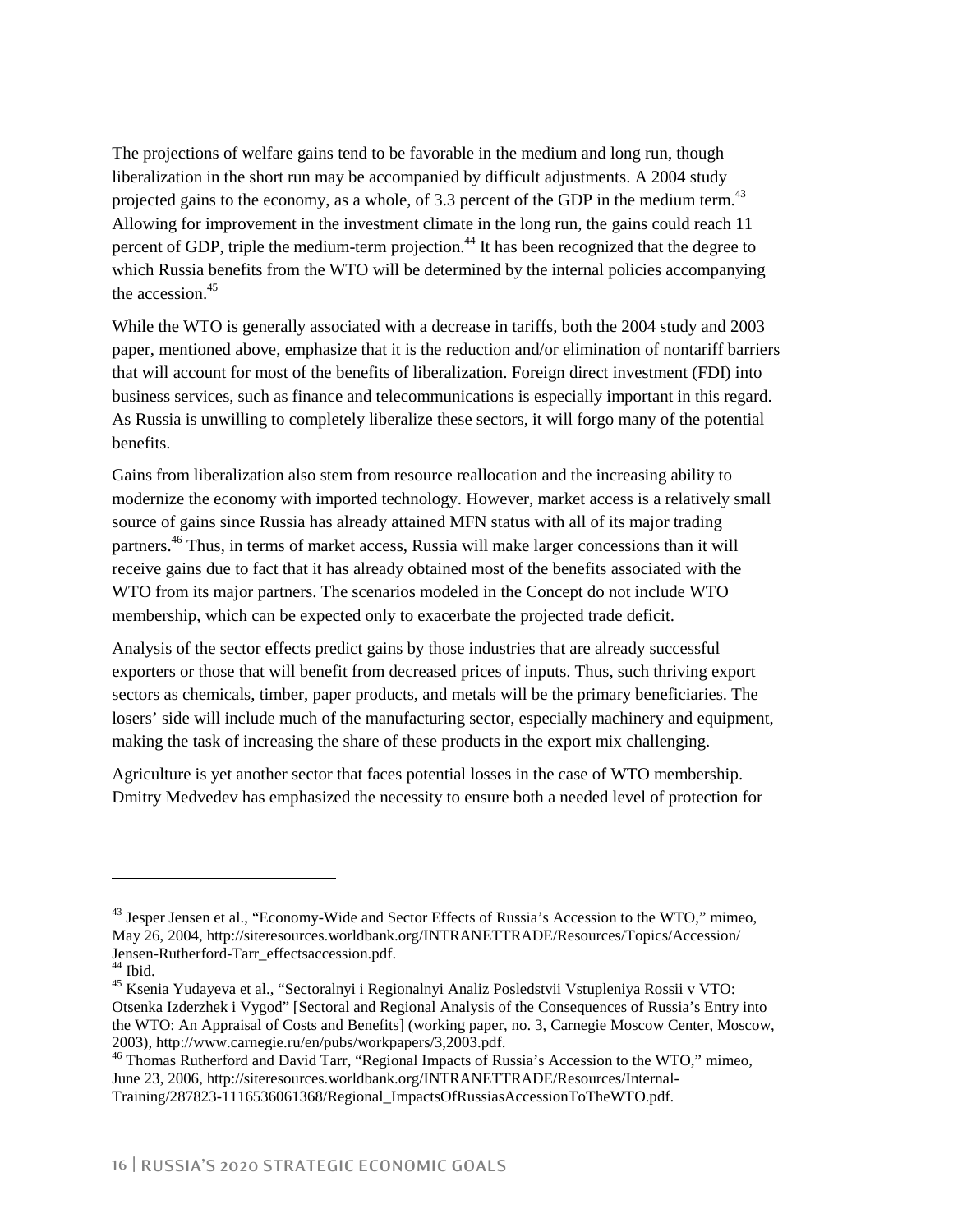The projections of welfare gains tend to be favorable in the medium and long run, though liberalization in the short run may be accompanied by difficult adjustments. A 2004 study projected gains to the economy, as a whole, of 3.3 percent of the GDP in the medium term.[43] Allowing for improvement in the investment climate in the long run, the gains could reach 11 percent of GDP, triple the medium-term projection.[44] It has been recognized that the degree to which Russia benefits from the WTO will be determined by the internal policies accompanying the accession.[45]

While the WTO is generally associated with a decrease in tariffs, both the 2004 study and 2003 paper, mentioned above, emphasize that it is the reduction and/or elimination of nontariff barriers that will account for most of the benefits of liberalization. Foreign direct investment (FDI) into business services, such as finance and telecommunications is especially important in this regard. As Russia is unwilling to completely liberalize these sectors, it will forgo many of the potential benefits.

Gains from liberalization also stem from resource reallocation and the increasing ability to modernize the economy with imported technology. However, market access is a relatively small source of gains since Russia has already attained MFN status with all of its major trading partners.[46] Thus, in terms of market access, Russia will make larger concessions than it will receive gains due to fact that it has already obtained most of the benefits associated with the WTO from its major partners. The scenarios modeled in the Concept do not include WTO membership, which can be expected only to exacerbate the projected trade deficit.

Analysis of the sector effects predict gains by those industries that are already successful exporters or those that will benefit from decreased prices of inputs. Thus, such thriving export sectors as chemicals, timber, paper products, and metals will be the primary beneficiaries. The losers' side will include much of the manufacturing sector, especially machinery and equipment, making the task of increasing the share of these products in the export mix challenging.

Agriculture is yet another sector that faces potential losses in the case of WTO membership. Dmitry Medvedev has emphasized the necessity to ensure both a needed level of protection for

---

[43] Jesper Jensen et al., "Economy-Wide and Sector Effects of Russia's Accession to the WTO," mimeo, May 26, 2004, http://siteresources.worldbank.org/INTRANETTRADE/Resources/Topics/Accession/Jensen-Rutherford-Tarr_effectsaccession.pdf.

[44] Ibid.

[45] Ksenia Yudayeva et al., "Sectoralnyi i Regionalnyi Analiz Posledstvii Vstupleniya Rossii v VTO: Otsenka Izderzhek i Vygod" [Sectoral and Regional Analysis of the Consequences of Russia's Entry into the WTO: An Appraisal of Costs and Benefits] (working paper, no. 3, Carnegie Moscow Center, Moscow, 2003), http://www.carnegie.ru/en/pubs/workpapers/3,2003.pdf.

[46] Thomas Rutherford and David Tarr, "Regional Impacts of Russia's Accession to the WTO," mimeo, June 23, 2006, http://siteresources.worldbank.org/INTRANETTRADE/Resources/Internal-Training/287823-1116536061368/Regional_ImpactsOfRussiasAccessionToTheWTO.pdf.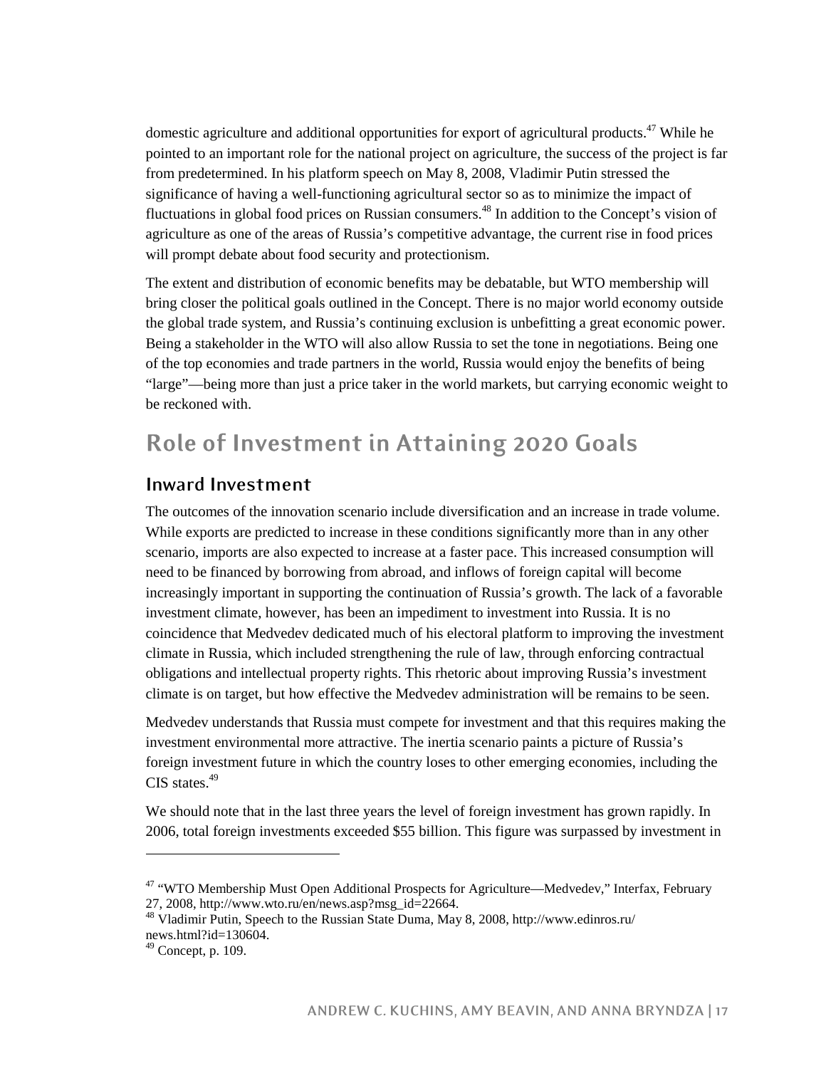domestic agriculture and additional opportunities for export of agricultural products.[47] While he pointed to an important role for the national project on agriculture, the success of the project is far from predetermined. In his platform speech on May 8, 2008, Vladimir Putin stressed the significance of having a well-functioning agricultural sector so as to minimize the impact of fluctuations in global food prices on Russian consumers.[48] In addition to the Concept's vision of agriculture as one of the areas of Russia's competitive advantage, the current rise in food prices will prompt debate about food security and protectionism.

The extent and distribution of economic benefits may be debatable, but WTO membership will bring closer the political goals outlined in the Concept. There is no major world economy outside the global trade system, and Russia's continuing exclusion is unbefitting a great economic power. Being a stakeholder in the WTO will also allow Russia to set the tone in negotiations. Being one of the top economies and trade partners in the world, Russia would enjoy the benefits of being "large"—being more than just a price taker in the world markets, but carrying economic weight to be reckoned with.

## Role of Investment in Attaining 2020 Goals

### Inward Investment

The outcomes of the innovation scenario include diversification and an increase in trade volume. While exports are predicted to increase in these conditions significantly more than in any other scenario, imports are also expected to increase at a faster pace. This increased consumption will need to be financed by borrowing from abroad, and inflows of foreign capital will become increasingly important in supporting the continuation of Russia's growth. The lack of a favorable investment climate, however, has been an impediment to investment into Russia. It is no coincidence that Medvedev dedicated much of his electoral platform to improving the investment climate in Russia, which included strengthening the rule of law, through enforcing contractual obligations and intellectual property rights. This rhetoric about improving Russia's investment climate is on target, but how effective the Medvedev administration will be remains to be seen.

Medvedev understands that Russia must compete for investment and that this requires making the investment environmental more attractive. The inertia scenario paints a picture of Russia's foreign investment future in which the country loses to other emerging economies, including the CIS states.[49]

We should note that in the last three years the level of foreign investment has grown rapidly. In 2006, total foreign investments exceeded $55 billion. This figure was surpassed by investment in

---

[47] "WTO Membership Must Open Additional Prospects for Agriculture—Medvedev," Interfax, February 27, 2008, http://www.wto.ru/en/news.asp?msg_id=22664.

[48] Vladimir Putin, Speech to the Russian State Duma, May 8, 2008, http://www.edinros.ru/news.html?id=130604.

[49] Concept, p. 109.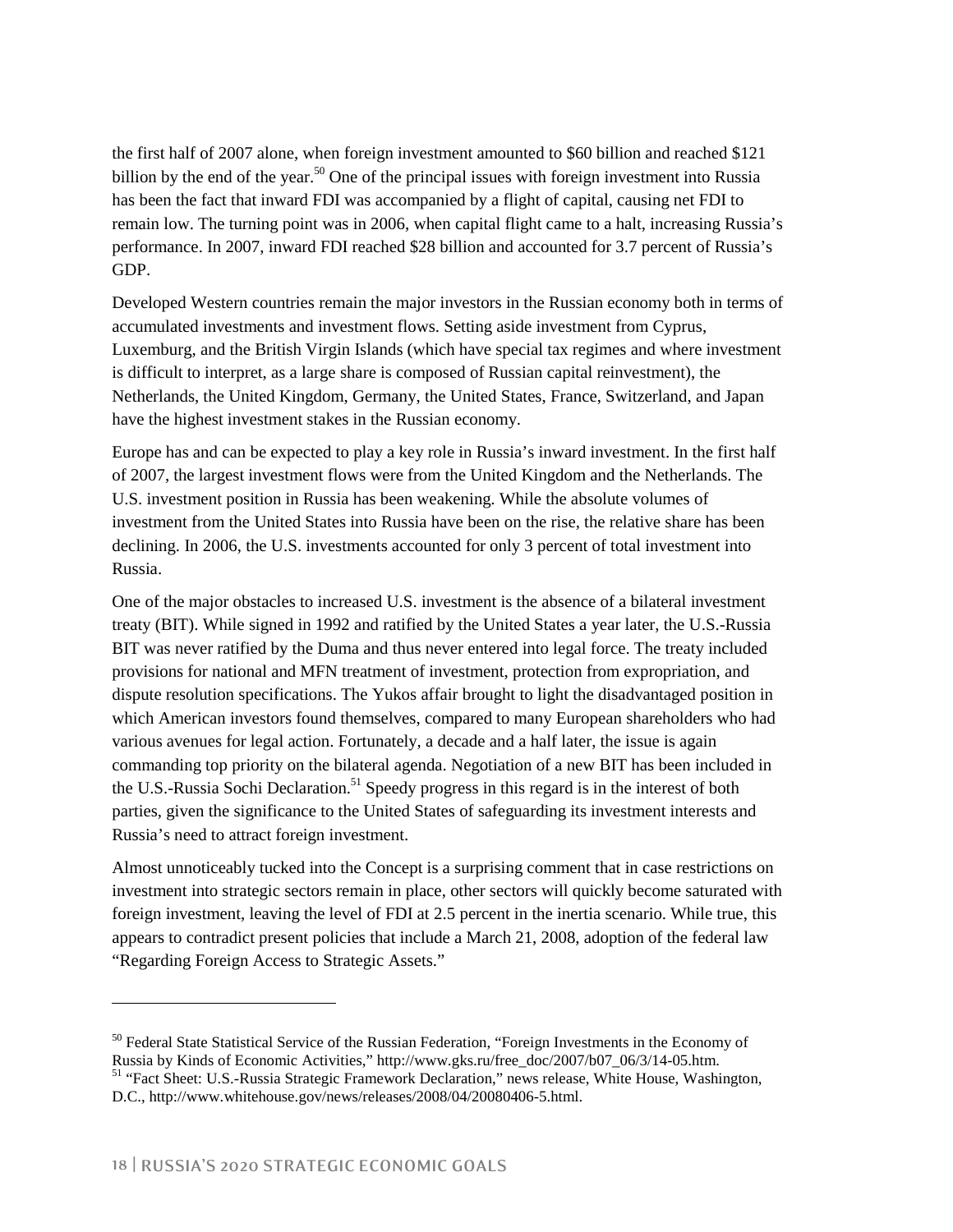the first half of 2007 alone, when foreign investment amounted to $60 billion and reached $121 billion by the end of the year.[50] One of the principal issues with foreign investment into Russia has been the fact that inward FDI was accompanied by a flight of capital, causing net FDI to remain low. The turning point was in 2006, when capital flight came to a halt, increasing Russia's performance. In 2007, inward FDI reached $28 billion and accounted for 3.7 percent of Russia's GDP.

Developed Western countries remain the major investors in the Russian economy both in terms of accumulated investments and investment flows. Setting aside investment from Cyprus, Luxemburg, and the British Virgin Islands (which have special tax regimes and where investment is difficult to interpret, as a large share is composed of Russian capital reinvestment), the Netherlands, the United Kingdom, Germany, the United States, France, Switzerland, and Japan have the highest investment stakes in the Russian economy.

Europe has and can be expected to play a key role in Russia's inward investment. In the first half of 2007, the largest investment flows were from the United Kingdom and the Netherlands. The U.S. investment position in Russia has been weakening. While the absolute volumes of investment from the United States into Russia have been on the rise, the relative share has been declining. In 2006, the U.S. investments accounted for only 3 percent of total investment into Russia.

One of the major obstacles to increased U.S. investment is the absence of a bilateral investment treaty (BIT). While signed in 1992 and ratified by the United States a year later, the U.S.-Russia BIT was never ratified by the Duma and thus never entered into legal force. The treaty included provisions for national and MFN treatment of investment, protection from expropriation, and dispute resolution specifications. The Yukos affair brought to light the disadvantaged position in which American investors found themselves, compared to many European shareholders who had various avenues for legal action. Fortunately, a decade and a half later, the issue is again commanding top priority on the bilateral agenda. Negotiation of a new BIT has been included in the U.S.-Russia Sochi Declaration.[51] Speedy progress in this regard is in the interest of both parties, given the significance to the United States of safeguarding its investment interests and Russia's need to attract foreign investment.

Almost unnoticeably tucked into the Concept is a surprising comment that in case restrictions on investment into strategic sectors remain in place, other sectors will quickly become saturated with foreign investment, leaving the level of FDI at 2.5 percent in the inertia scenario. While true, this appears to contradict present policies that include a March 21, 2008, adoption of the federal law "Regarding Foreign Access to Strategic Assets."

---

[50] Federal State Statistical Service of the Russian Federation, "Foreign Investments in the Economy of Russia by Kinds of Economic Activities," http://www.gks.ru/free_doc/2007/b07_06/3/14-05.htm.

[51] "Fact Sheet: U.S.-Russia Strategic Framework Declaration," news release, White House, Washington, D.C., http://www.whitehouse.gov/news/releases/2008/04/20080406-5.html.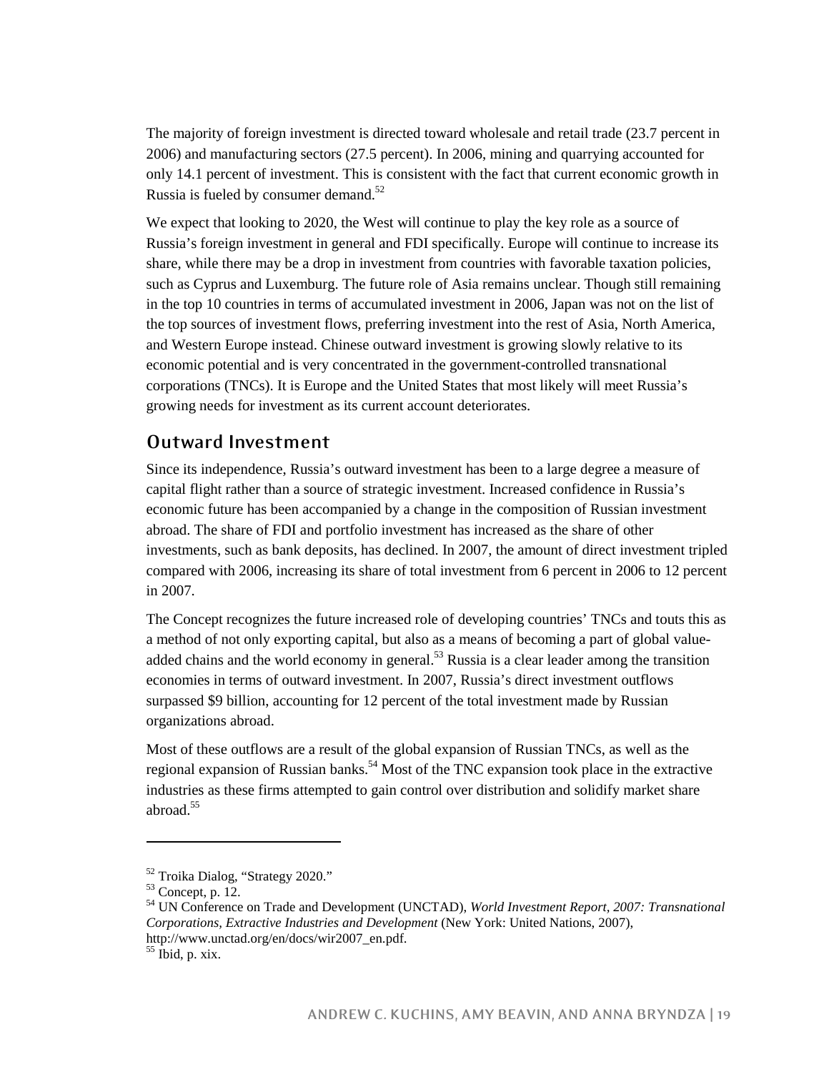The majority of foreign investment is directed toward wholesale and retail trade (23.7 percent in 2006) and manufacturing sectors (27.5 percent). In 2006, mining and quarrying accounted for only 14.1 percent of investment. This is consistent with the fact that current economic growth in Russia is fueled by consumer demand.[52]

We expect that looking to 2020, the West will continue to play the key role as a source of Russia's foreign investment in general and FDI specifically. Europe will continue to increase its share, while there may be a drop in investment from countries with favorable taxation policies, such as Cyprus and Luxemburg. The future role of Asia remains unclear. Though still remaining in the top 10 countries in terms of accumulated investment in 2006, Japan was not on the list of the top sources of investment flows, preferring investment into the rest of Asia, North America, and Western Europe instead. Chinese outward investment is growing slowly relative to its economic potential and is very concentrated in the government-controlled transnational corporations (TNCs). It is Europe and the United States that most likely will meet Russia's growing needs for investment as its current account deteriorates.

## Outward Investment

Since its independence, Russia's outward investment has been to a large degree a measure of capital flight rather than a source of strategic investment. Increased confidence in Russia's economic future has been accompanied by a change in the composition of Russian investment abroad. The share of FDI and portfolio investment has increased as the share of other investments, such as bank deposits, has declined. In 2007, the amount of direct investment tripled compared with 2006, increasing its share of total investment from 6 percent in 2006 to 12 percent in 2007.

The Concept recognizes the future increased role of developing countries' TNCs and touts this as a method of not only exporting capital, but also as a means of becoming a part of global value-added chains and the world economy in general.[53] Russia is a clear leader among the transition economies in terms of outward investment. In 2007, Russia's direct investment outflows surpassed $9 billion, accounting for 12 percent of the total investment made by Russian organizations abroad.

Most of these outflows are a result of the global expansion of Russian TNCs, as well as the regional expansion of Russian banks.[54] Most of the TNC expansion took place in the extractive industries as these firms attempted to gain control over distribution and solidify market share abroad.[55]

---

[52] Troika Dialog, "Strategy 2020."

[53] Concept, p. 12.

[54] UN Conference on Trade and Development (UNCTAD), *World Investment Report, 2007: Transnational Corporations, Extractive Industries and Development* (New York: United Nations, 2007), http://www.unctad.org/en/docs/wir2007_en.pdf.

[55] Ibid, p. xix.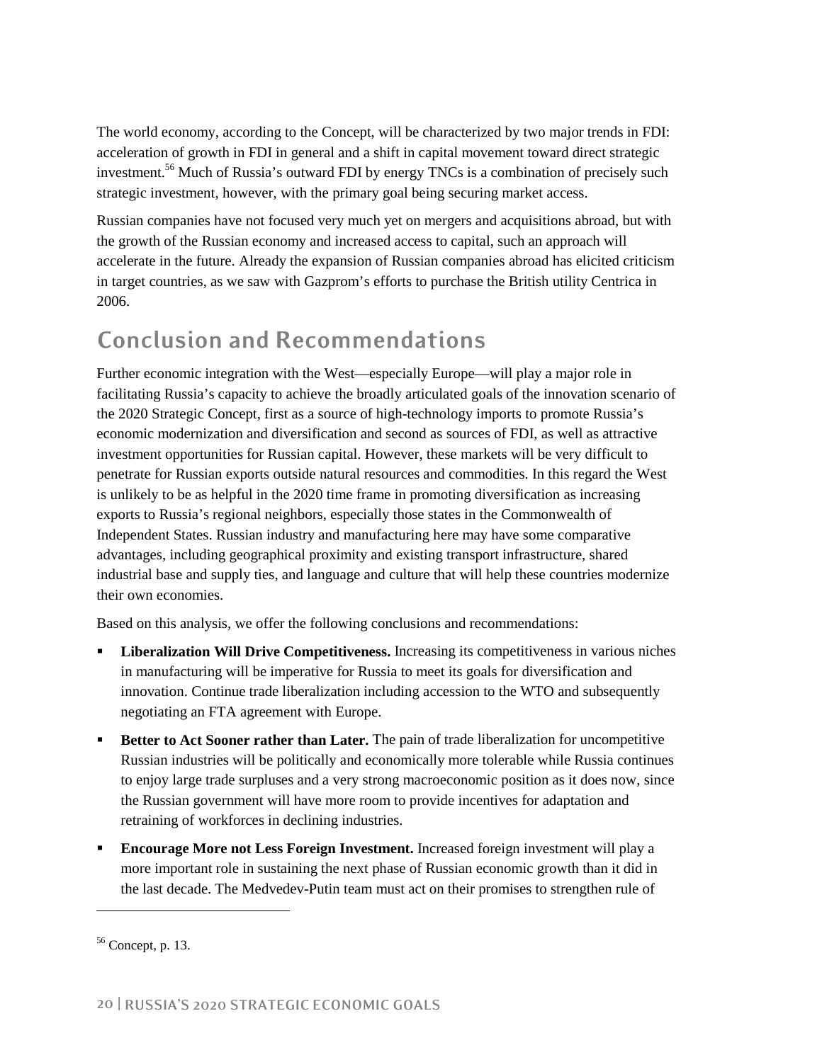The world economy, according to the Concept, will be characterized by two major trends in FDI: acceleration of growth in FDI in general and a shift in capital movement toward direct strategic investment.[56] Much of Russia's outward FDI by energy TNCs is a combination of precisely such strategic investment, however, with the primary goal being securing market access.

Russian companies have not focused very much yet on mergers and acquisitions abroad, but with the growth of the Russian economy and increased access to capital, such an approach will accelerate in the future. Already the expansion of Russian companies abroad has elicited criticism in target countries, as we saw with Gazprom's efforts to purchase the British utility Centrica in 2006.

## Conclusion and Recommendations

Further economic integration with the West—especially Europe—will play a major role in facilitating Russia's capacity to achieve the broadly articulated goals of the innovation scenario of the 2020 Strategic Concept, first as a source of high-technology imports to promote Russia's economic modernization and diversification and second as sources of FDI, as well as attractive investment opportunities for Russian capital. However, these markets will be very difficult to penetrate for Russian exports outside natural resources and commodities. In this regard the West is unlikely to be as helpful in the 2020 time frame in promoting diversification as increasing exports to Russia's regional neighbors, especially those states in the Commonwealth of Independent States. Russian industry and manufacturing here may have some comparative advantages, including geographical proximity and existing transport infrastructure, shared industrial base and supply ties, and language and culture that will help these countries modernize their own economies.

Based on this analysis, we offer the following conclusions and recommendations:

- **Liberalization Will Drive Competitiveness.** Increasing its competitiveness in various niches in manufacturing will be imperative for Russia to meet its goals for diversification and innovation. Continue trade liberalization including accession to the WTO and subsequently negotiating an FTA agreement with Europe.
- **Better to Act Sooner rather than Later.** The pain of trade liberalization for uncompetitive Russian industries will be politically and economically more tolerable while Russia continues to enjoy large trade surpluses and a very strong macroeconomic position as it does now, since the Russian government will have more room to provide incentives for adaptation and retraining of workforces in declining industries.
- **Encourage More not Less Foreign Investment.** Increased foreign investment will play a more important role in sustaining the next phase of Russian economic growth than it did in the last decade. The Medvedev-Putin team must act on their promises to strengthen rule of

[56] Concept, p. 13.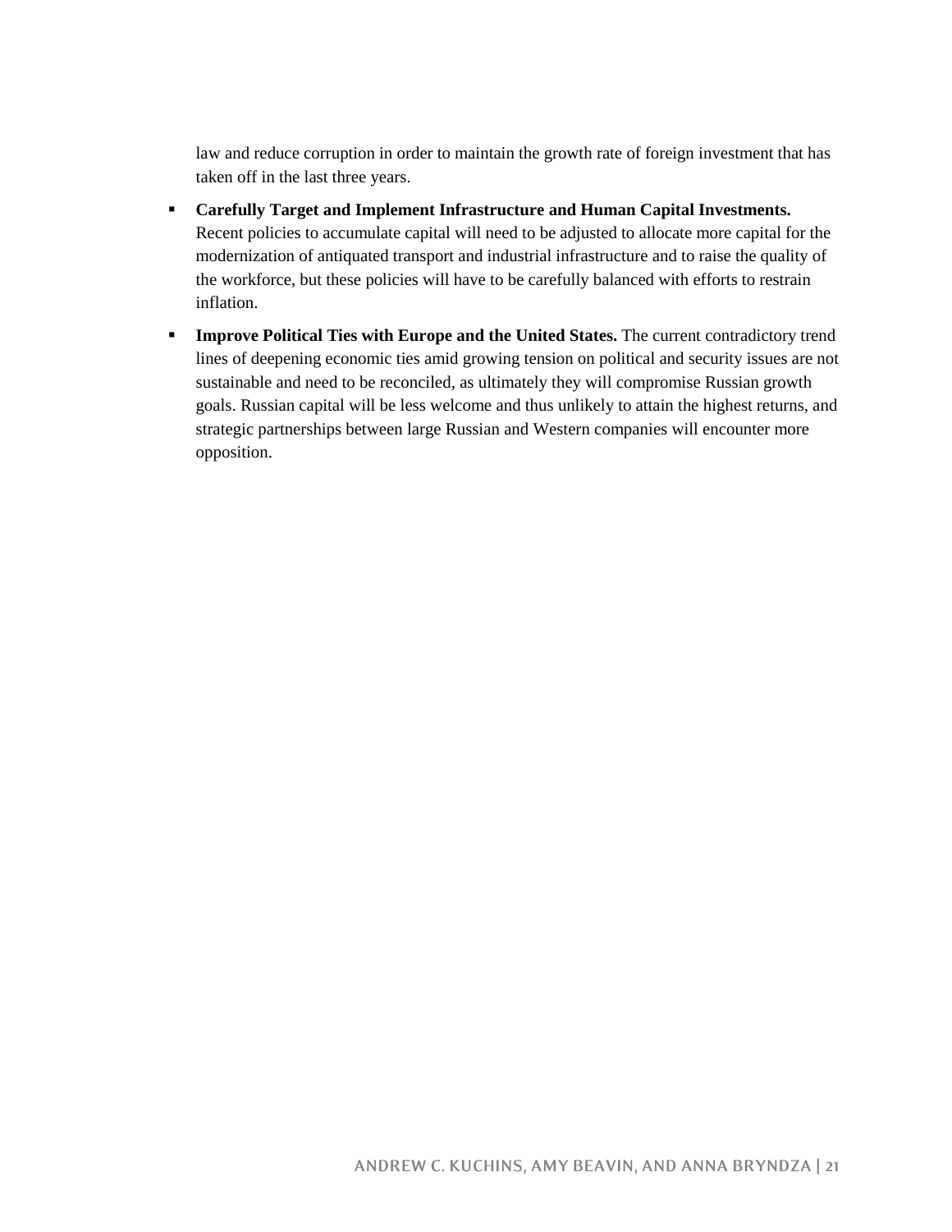law and reduce corruption in order to maintain the growth rate of foreign investment that has taken off in the last three years.

- **Carefully Target and Implement Infrastructure and Human Capital Investments.** Recent policies to accumulate capital will need to be adjusted to allocate more capital for the modernization of antiquated transport and industrial infrastructure and to raise the quality of the workforce, but these policies will have to be carefully balanced with efforts to restrain inflation.
- **Improve Political Ties with Europe and the United States.** The current contradictory trend lines of deepening economic ties amid growing tension on political and security issues are not sustainable and need to be reconciled, as ultimately they will compromise Russian growth goals. Russian capital will be less welcome and thus unlikely to attain the highest returns, and strategic partnerships between large Russian and Western companies will encounter more opposition.